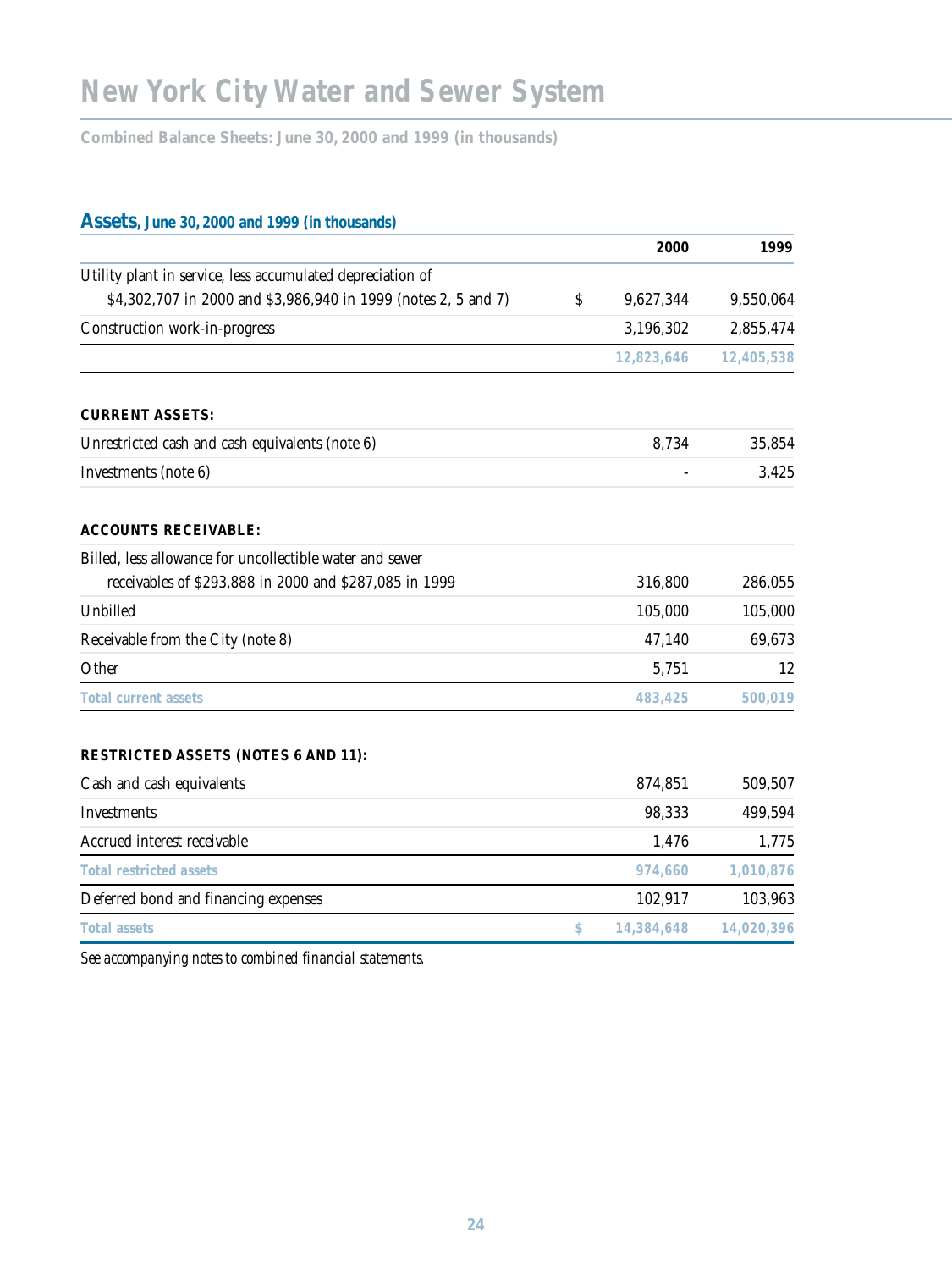# New York City Water and Sewer System

**Combined Balance Sheets: June 30, 2000 and 1999 (in thousands)**

## Assets, June 30, 2000 and 1999 (in thousands)

| | | 2000 | 1999 |
|---|---|---|---|
| Utility plant in service, less accumulated depreciation of $4,302,707 in 2000 and $3,986,940 in 1999 (notes 2, 5 and 7) | $ | 9,627,344 | 9,550,064 |
| Construction work-in-progress | | 3,196,302 | 2,855,474 |
| | | **12,823,646** | **12,405,538** |
| **CURRENT ASSETS:** | | | |
| Unrestricted cash and cash equivalents (note 6) | | 8,734 | 35,854 |
| Investments (note 6) | | - | 3,425 |
| **ACCOUNTS RECEIVABLE:** | | | |
| Billed, less allowance for uncollectible water and sewer receivables of $293,888 in 2000 and $287,085 in 1999 | | 316,800 | 286,055 |
| Unbilled | | 105,000 | 105,000 |
| Receivable from the City (note 8) | | 47,140 | 69,673 |
| Other | | 5,751 | 12 |
| **Total current assets** | | **483,425** | **500,019** |
| **RESTRICTED ASSETS (NOTES 6 AND 11):** | | | |
| Cash and cash equivalents | | 874,851 | 509,507 |
| Investments | | 98,333 | 499,594 |
| Accrued interest receivable | | 1,476 | 1,775 |
| **Total restricted assets** | | **974,660** | **1,010,876** |
| Deferred bond and financing expenses | | 102,917 | 103,963 |
| **Total assets** | **$** | **14,384,648** | **14,020,396** |

*See accompanying notes to combined financial statements.*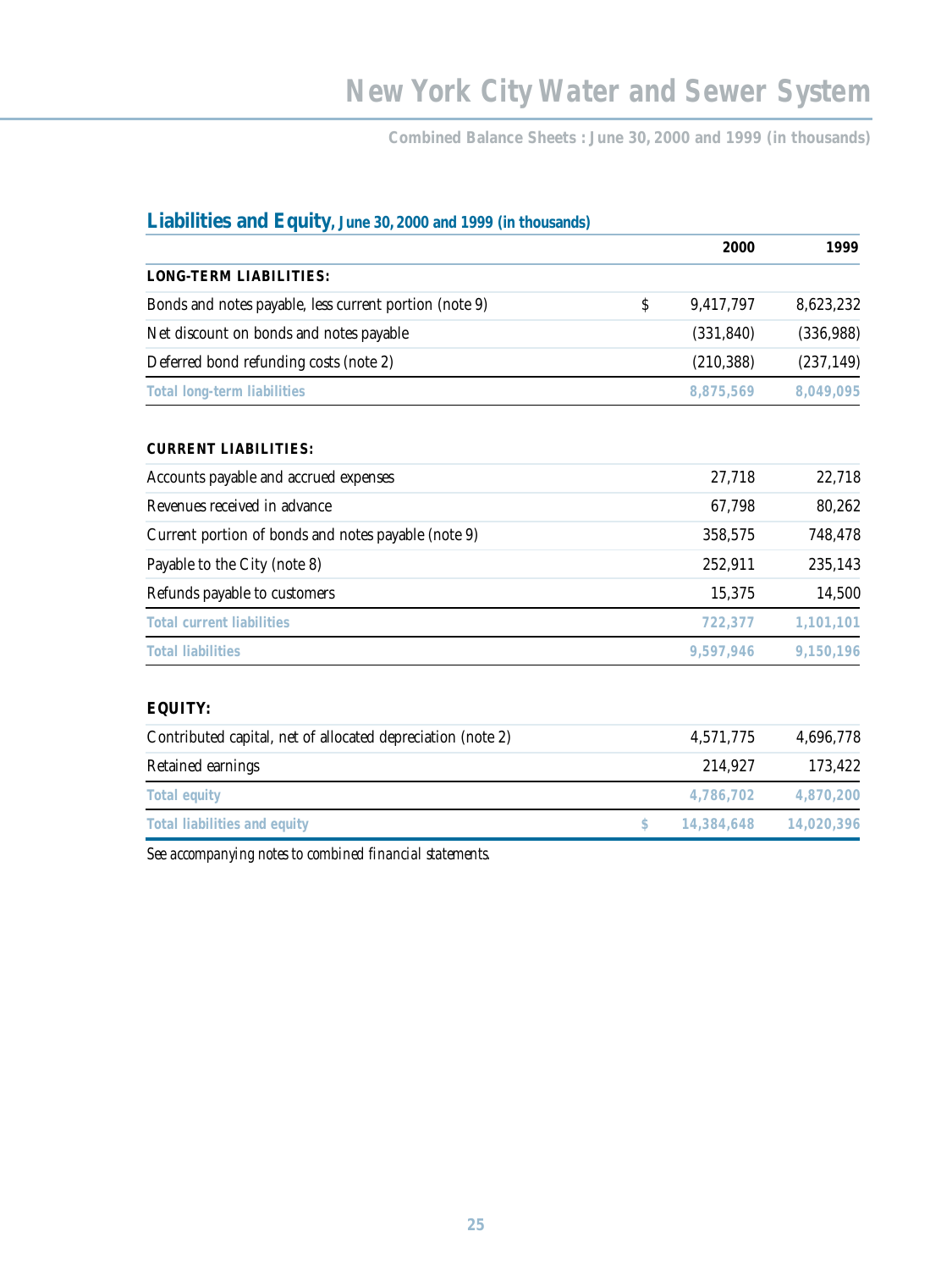# New York City Water and Sewer System

**Combined Balance Sheets : June 30, 2000 and 1999 (in thousands)**

## Liabilities and Equity, June 30, 2000 and 1999 (in thousands)

| | 2000 | 1999 |
|---|---|---|
| **LONG-TERM LIABILITIES:** | | |
| Bonds and notes payable, less current portion (note 9) | $ 9,417,797 | 8,623,232 |
| Net discount on bonds and notes payable | (331,840) | (336,988) |
| Deferred bond refunding costs (note 2) | (210,388) | (237,149) |
| **Total long-term liabilities** | **8,875,569** | **8,049,095** |
| **CURRENT LIABILITIES:** | | |
| Accounts payable and accrued expenses | 27,718 | 22,718 |
| Revenues received in advance | 67,798 | 80,262 |
| Current portion of bonds and notes payable (note 9) | 358,575 | 748,478 |
| Payable to the City (note 8) | 252,911 | 235,143 |
| Refunds payable to customers | 15,375 | 14,500 |
| **Total current liabilities** | **722,377** | **1,101,101** |
| **Total liabilities** | **9,597,946** | **9,150,196** |
| **EQUITY:** | | |
| Contributed capital, net of allocated depreciation (note 2) | 4,571,775 | 4,696,778 |
| Retained earnings | 214,927 | 173,422 |
| **Total equity** | **4,786,702** | **4,870,200** |
| **Total liabilities and equity** | **$ 14,384,648** | **14,020,396** |

*See accompanying notes to combined financial statements.*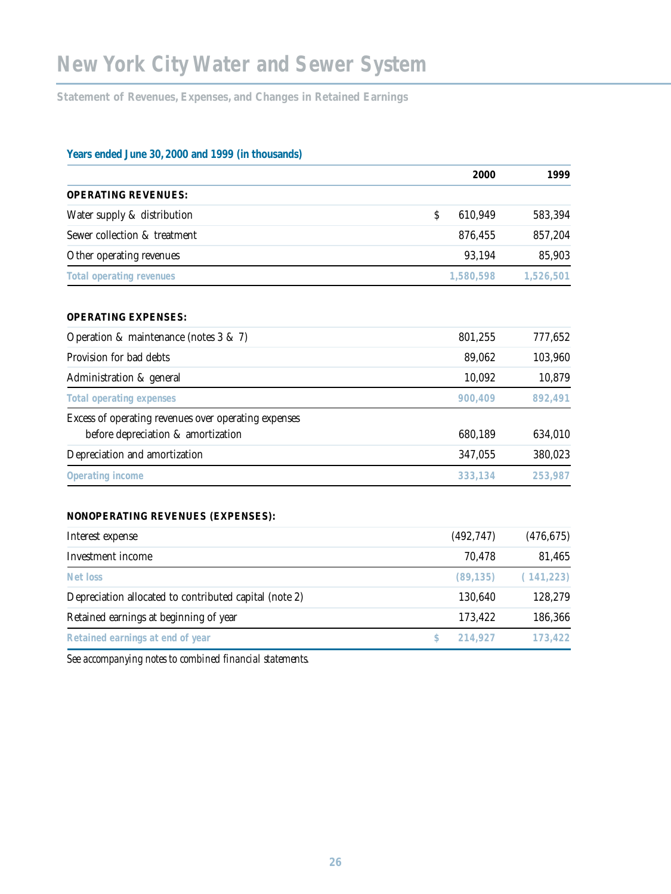# New York City Water and Sewer System

## Statement of Revenues, Expenses, and Changes in Retained Earnings

### Years ended June 30, 2000 and 1999 (in thousands)

| | 2000 | 1999 |
|---|---|---|
| **OPERATING REVENUES:** | | |
| Water supply & distribution | $ 610,949 | 583,394 |
| Sewer collection & treatment | 876,455 | 857,204 |
| Other operating revenues | 93,194 | 85,903 |
| **Total operating revenues** | **1,580,598** | **1,526,501** |
| **OPERATING EXPENSES:** | | |
| Operation & maintenance (notes 3 & 7) | 801,255 | 777,652 |
| Provision for bad debts | 89,062 | 103,960 |
| Administration & general | 10,092 | 10,879 |
| **Total operating expenses** | **900,409** | **892,491** |
| Excess of operating revenues over operating expenses before depreciation & amortization | 680,189 | 634,010 |
| Depreciation and amortization | 347,055 | 380,023 |
| **Operating income** | **333,134** | **253,987** |
| **NONOPERATING REVENUES (EXPENSES):** | | |
| Interest expense | (492,747) | (476,675) |
| Investment income | 70,478 | 81,465 |
| **Net loss** | **(89,135)** | **(141,223)** |
| Depreciation allocated to contributed capital (note 2) | 130,640 | 128,279 |
| Retained earnings at beginning of year | 173,422 | 186,366 |
| **Retained earnings at end of year** | **$ 214,927** | **173,422** |

*See accompanying notes to combined financial statements.*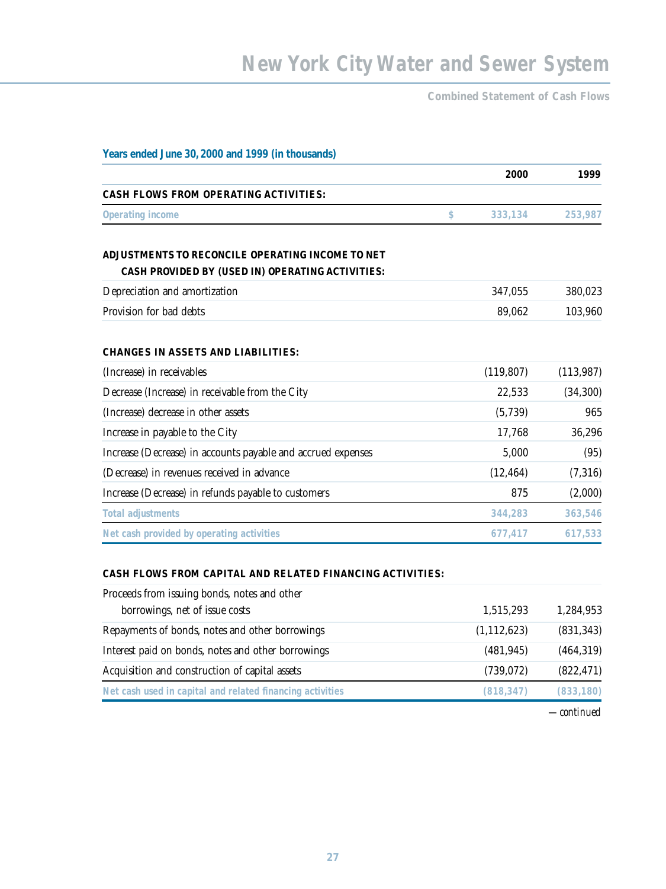# New York City Water and Sewer System

## Combined Statement of Cash Flows

**Years ended June 30, 2000 and 1999 (in thousands)**

| | | 2000 | 1999 |
|---|---|---|---|
| **CASH FLOWS FROM OPERATING ACTIVITIES:** | | | |
| Operating income | $ | 333,134 | 253,987 |
| **ADJUSTMENTS TO RECONCILE OPERATING INCOME TO NET CASH PROVIDED BY (USED IN) OPERATING ACTIVITIES:** | | | |
| Depreciation and amortization | | 347,055 | 380,023 |
| Provision for bad debts | | 89,062 | 103,960 |
| **CHANGES IN ASSETS AND LIABILITIES:** | | | |
| (Increase) in receivables | | (119,807) | (113,987) |
| Decrease (Increase) in receivable from the City | | 22,533 | (34,300) |
| (Increase) decrease in other assets | | (5,739) | 965 |
| Increase in payable to the City | | 17,768 | 36,296 |
| Increase (Decrease) in accounts payable and accrued expenses | | 5,000 | (95) |
| (Decrease) in revenues received in advance | | (12,464) | (7,316) |
| Increase (Decrease) in refunds payable to customers | | 875 | (2,000) |
| Total adjustments | | 344,283 | 363,546 |
| Net cash provided by operating activities | | 677,417 | 617,533 |
| **CASH FLOWS FROM CAPITAL AND RELATED FINANCING ACTIVITIES:** | | | |
| Proceeds from issuing bonds, notes and other borrowings, net of issue costs | | 1,515,293 | 1,284,953 |
| Repayments of bonds, notes and other borrowings | | (1,112,623) | (831,343) |
| Interest paid on bonds, notes and other borrowings | | (481,945) | (464,319) |
| Acquisition and construction of capital assets | | (739,072) | (822,471) |
| Net cash used in capital and related financing activities | | (818,347) | (833,180) |

*—continued*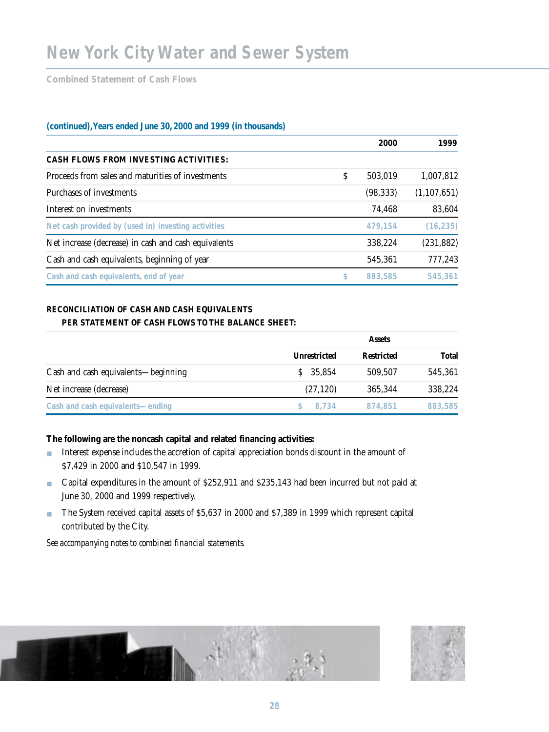# New York City Water and Sewer System

## Combined Statement of Cash Flows

**(continued), Years ended June 30, 2000 and 1999 (in thousands)**

| | 2000 | 1999 |
|---|---|---|
| **CASH FLOWS FROM INVESTING ACTIVITIES:** | | |
| Proceeds from sales and maturities of investments | $ 503,019 | 1,007,812 |
| Purchases of investments | (98,333) | (1,107,651) |
| Interest on investments | 74,468 | 83,604 |
| **Net cash provided by (used in) investing activities** | **479,154** | **(16,235)** |
| Net increase (decrease) in cash and cash equivalents | 338,224 | (231,882) |
| Cash and cash equivalents, beginning of year | 545,361 | 777,243 |
| **Cash and cash equivalents, end of year** | **$ 883,585** | **545,361** |

**RECONCILIATION OF CASH AND CASH EQUIVALENTS PER STATEMENT OF CASH FLOWS TO THE BALANCE SHEET:**

| | Assets | | |
|---|---|---|---|
| | Unrestricted | Restricted | Total |
| Cash and cash equivalents—beginning | $ 35,854 | 509,507 | 545,361 |
| Net increase (decrease) | (27,120) | 365,344 | 338,224 |
| **Cash and cash equivalents—ending** | **$ 8,734** | **874,851** | **883,585** |

**The following are the noncash capital and related financing activities:**

- Interest expense includes the accretion of capital appreciation bonds discount in the amount of $7,429 in 2000 and $10,547 in 1999.
- Capital expenditures in the amount of $252,911 and $235,143 had been incurred but not paid at June 30, 2000 and 1999 respectively.
- The System received capital assets of $5,637 in 2000 and $7,389 in 1999 which represent capital contributed by the City.

*See accompanying notes to combined financial statements.*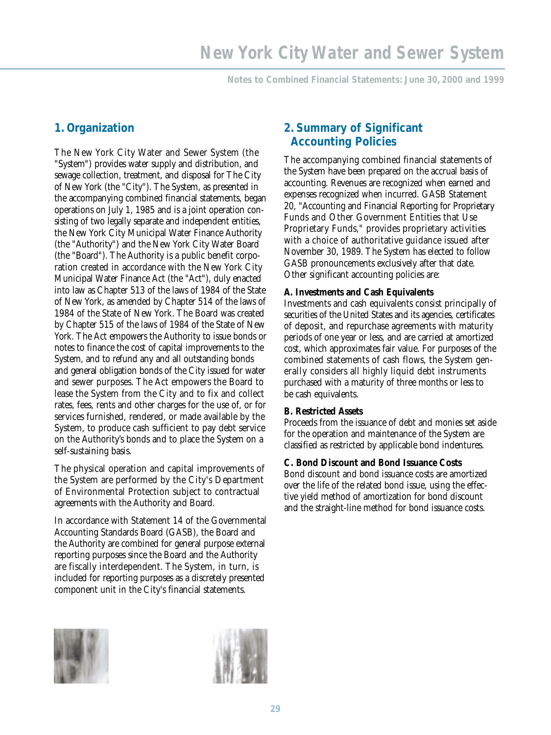## 1. Organization

The New York City Water and Sewer System (the "System") provides water supply and distribution, and sewage collection, treatment, and disposal for The City of New York (the "City"). The System, as presented in the accompanying combined financial statements, began operations on July 1, 1985 and is a joint operation consisting of two legally separate and independent entities, the New York City Municipal Water Finance Authority (the "Authority") and the New York City Water Board (the "Board"). The Authority is a public benefit corporation created in accordance with the New York City Municipal Water Finance Act (the "Act"), duly enacted into law as Chapter 513 of the laws of 1984 of the State of New York, as amended by Chapter 514 of the laws of 1984 of the State of New York. The Board was created by Chapter 515 of the laws of 1984 of the State of New York. The Act empowers the Authority to issue bonds or notes to finance the cost of capital improvements to the System, and to refund any and all outstanding bonds and general obligation bonds of the City issued for water and sewer purposes. The Act empowers the Board to lease the System from the City and to fix and collect rates, fees, rents and other charges for the use of, or for services furnished, rendered, or made available by the System, to produce cash sufficient to pay debt service on the Authority's bonds and to place the System on a self-sustaining basis.

The physical operation and capital improvements of the System are performed by the City's Department of Environmental Protection subject to contractual agreements with the Authority and Board.

In accordance with Statement 14 of the Governmental Accounting Standards Board (GASB), the Board and the Authority are combined for general purpose external reporting purposes since the Board and the Authority are fiscally interdependent. The System, in turn, is included for reporting purposes as a discretely presented component unit in the City's financial statements.

## 2. Summary of Significant Accounting Policies

The accompanying combined financial statements of the System have been prepared on the accrual basis of accounting. Revenues are recognized when earned and expenses recognized when incurred. GASB Statement 20, "Accounting and Financial Reporting for Proprietary Funds and Other Government Entities that Use Proprietary Funds," provides proprietary activities with a choice of authoritative guidance issued after November 30, 1989. The System has elected to follow GASB pronouncements exclusively after that date. Other significant accounting policies are:

**A. Investments and Cash Equivalents**
Investments and cash equivalents consist principally of securities of the United States and its agencies, certificates of deposit, and repurchase agreements with maturity periods of one year or less, and are carried at amortized cost, which approximates fair value. For purposes of the combined statements of cash flows, the System generally considers all highly liquid debt instruments purchased with a maturity of three months or less to be cash equivalents.

**B. Restricted Assets**
Proceeds from the issuance of debt and monies set aside for the operation and maintenance of the System are classified as restricted by applicable bond indentures.

**C. Bond Discount and Bond Issuance Costs**
Bond discount and bond issuance costs are amortized over the life of the related bond issue, using the effective yield method of amortization for bond discount and the straight-line method for bond issuance costs.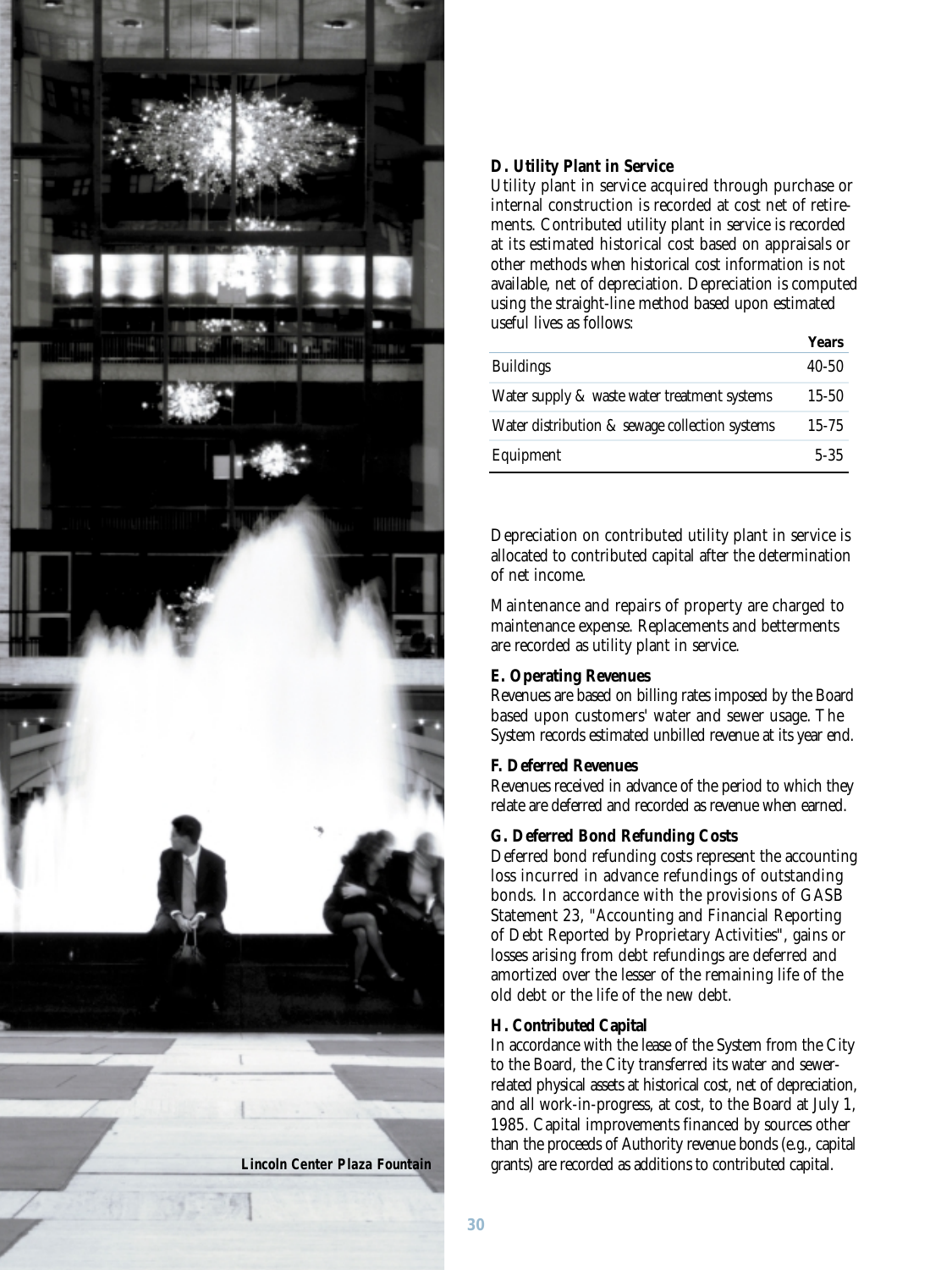### D. Utility Plant in Service

Utility plant in service acquired through purchase or internal construction is recorded at cost net of retirements. Contributed utility plant in service is recorded at its estimated historical cost based on appraisals or other methods when historical cost information is not available, net of depreciation. Depreciation is computed using the straight-line method based upon estimated useful lives as follows:

| | Years |
|---|---|
| Buildings | 40-50 |
| Water supply & waste water treatment systems | 15-50 |
| Water distribution & sewage collection systems | 15-75 |
| Equipment | 5-35 |

Depreciation on contributed utility plant in service is allocated to contributed capital after the determination of net income.

Maintenance and repairs of property are charged to maintenance expense. Replacements and betterments are recorded as utility plant in service.

### E. Operating Revenues

Revenues are based on billing rates imposed by the Board based upon customers' water and sewer usage. The System records estimated unbilled revenue at its year end.

### F. Deferred Revenues

Revenues received in advance of the period to which they relate are deferred and recorded as revenue when earned.

### G. Deferred Bond Refunding Costs

Deferred bond refunding costs represent the accounting loss incurred in advance refundings of outstanding bonds. In accordance with the provisions of GASB Statement 23, "Accounting and Financial Reporting of Debt Reported by Proprietary Activities", gains or losses arising from debt refundings are deferred and amortized over the lesser of the remaining life of the old debt or the life of the new debt.

### H. Contributed Capital

In accordance with the lease of the System from the City to the Board, the City transferred its water and sewer-related physical assets at historical cost, net of depreciation, and all work-in-progress, at cost, to the Board at July 1, 1985. Capital improvements financed by sources other than the proceeds of Authority revenue bonds (e.g., capital grants) are recorded as additions to contributed capital.

Lincoln Center Plaza Fountain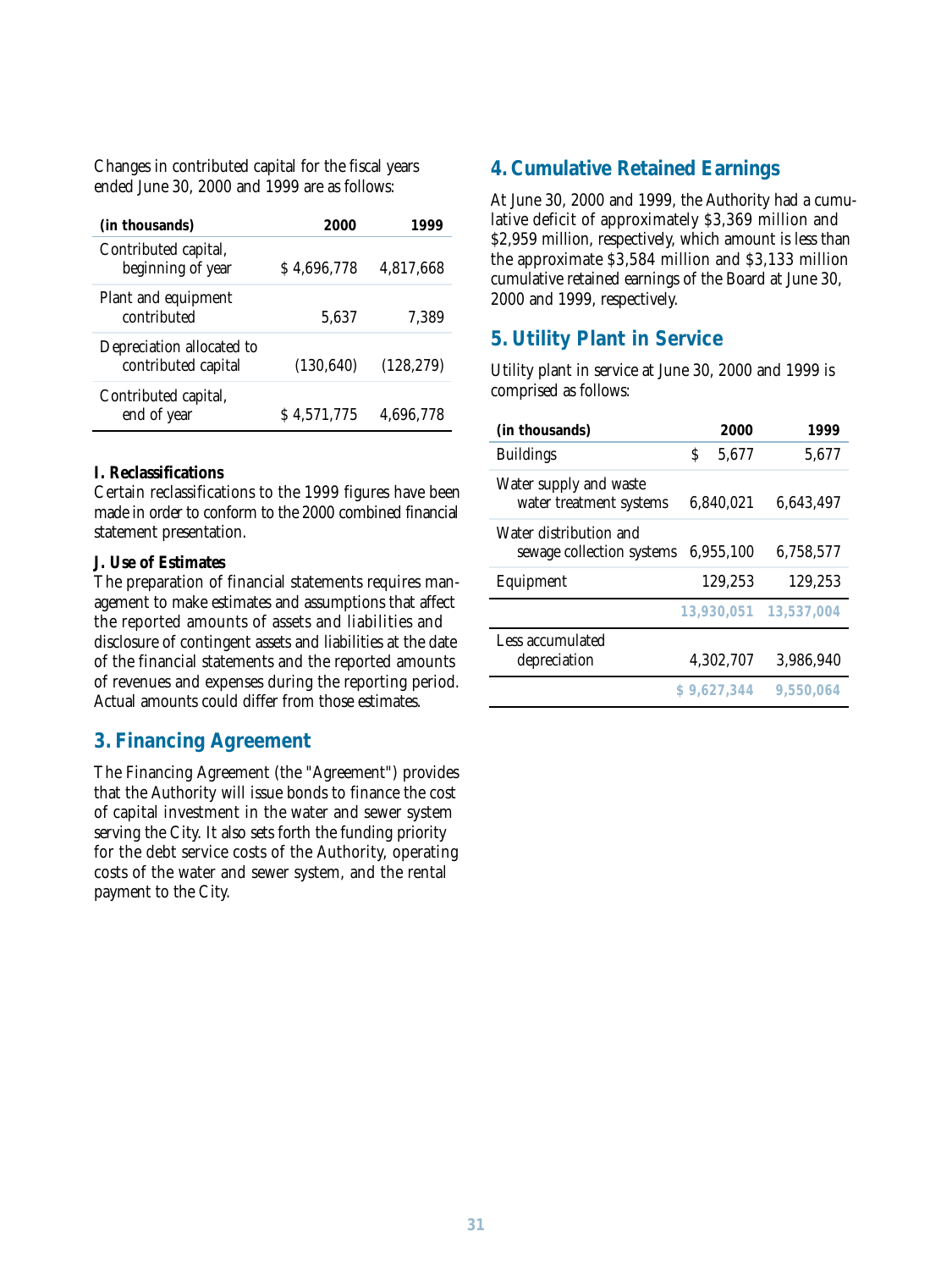Changes in contributed capital for the fiscal years ended June 30, 2000 and 1999 are as follows:

| (in thousands) | 2000 | 1999 |
|---|---|---|
| Contributed capital, beginning of year | $ 4,696,778 | 4,817,668 |
| Plant and equipment contributed | 5,637 | 7,389 |
| Depreciation allocated to contributed capital | (130,640) | (128,279) |
| Contributed capital, end of year | $ 4,571,775 | 4,696,778 |

**I. Reclassifications**

Certain reclassifications to the 1999 figures have been made in order to conform to the 2000 combined financial statement presentation.

**J. Use of Estimates**

The preparation of financial statements requires management to make estimates and assumptions that affect the reported amounts of assets and liabilities and disclosure of contingent assets and liabilities at the date of the financial statements and the reported amounts of revenues and expenses during the reporting period. Actual amounts could differ from those estimates.

## 3. Financing Agreement

The Financing Agreement (the "Agreement") provides that the Authority will issue bonds to finance the cost of capital investment in the water and sewer system serving the City. It also sets forth the funding priority for the debt service costs of the Authority, operating costs of the water and sewer system, and the rental payment to the City.

## 4. Cumulative Retained Earnings

At June 30, 2000 and 1999, the Authority had a cumulative deficit of approximately $3,369 million and $2,959 million, respectively, which amount is less than the approximate $3,584 million and $3,133 million cumulative retained earnings of the Board at June 30, 2000 and 1999, respectively.

## 5. Utility Plant in Service

Utility plant in service at June 30, 2000 and 1999 is comprised as follows:

| (in thousands) | 2000 | 1999 |
|---|---|---|
| Buildings | $ 5,677 | 5,677 |
| Water supply and waste water treatment systems | 6,840,021 | 6,643,497 |
| Water distribution and sewage collection systems | 6,955,100 | 6,758,577 |
| Equipment | 129,253 | 129,253 |
| | 13,930,051 | 13,537,004 |
| Less accumulated depreciation | 4,302,707 | 3,986,940 |
| | $ 9,627,344 | 9,550,064 |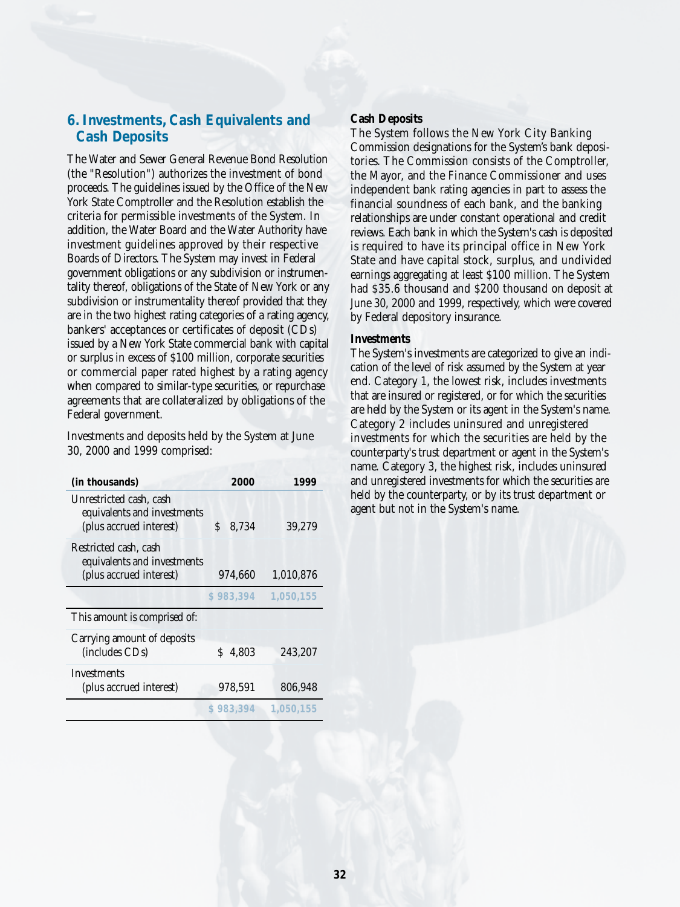## 6. Investments, Cash Equivalents and Cash Deposits

The Water and Sewer General Revenue Bond Resolution (the "Resolution") authorizes the investment of bond proceeds. The guidelines issued by the Office of the New York State Comptroller and the Resolution establish the criteria for permissible investments of the System. In addition, the Water Board and the Water Authority have investment guidelines approved by their respective Boards of Directors. The System may invest in Federal government obligations or any subdivision or instrumentality thereof, obligations of the State of New York or any subdivision or instrumentality thereof provided that they are in the two highest rating categories of a rating agency, bankers' acceptances or certificates of deposit (CDs) issued by a New York State commercial bank with capital or surplus in excess of $100 million, corporate securities or commercial paper rated highest by a rating agency when compared to similar-type securities, or repurchase agreements that are collateralized by obligations of the Federal government.

Investments and deposits held by the System at June 30, 2000 and 1999 comprised:

| (in thousands) | 2000 | 1999 |
|---|---|---|
| Unrestricted cash, cash equivalents and investments (plus accrued interest) | $ 8,734 | 39,279 |
| Restricted cash, cash equivalents and investments (plus accrued interest) | 974,660 | 1,010,876 |
| | $ 983,394 | 1,050,155 |
| This amount is comprised of: | | |
| Carrying amount of deposits (includes CDs) | $ 4,803 | 243,207 |
| Investments (plus accrued interest) | 978,591 | 806,948 |
| | $ 983,394 | 1,050,155 |

**Cash Deposits**

The System follows the New York City Banking Commission designations for the System's bank depositories. The Commission consists of the Comptroller, the Mayor, and the Finance Commissioner and uses independent bank rating agencies in part to assess the financial soundness of each bank, and the banking relationships are under constant operational and credit reviews. Each bank in which the System's cash is deposited is required to have its principal office in New York State and have capital stock, surplus, and undivided earnings aggregating at least $100 million. The System had $35.6 thousand and $200 thousand on deposit at June 30, 2000 and 1999, respectively, which were covered by Federal depository insurance.

**Investments**

The System's investments are categorized to give an indication of the level of risk assumed by the System at year end. Category 1, the lowest risk, includes investments that are insured or registered, or for which the securities are held by the System or its agent in the System's name. Category 2 includes uninsured and unregistered investments for which the securities are held by the counterparty's trust department or agent in the System's name. Category 3, the highest risk, includes uninsured and unregistered investments for which the securities are held by the counterparty, or by its trust department or agent but not in the System's name.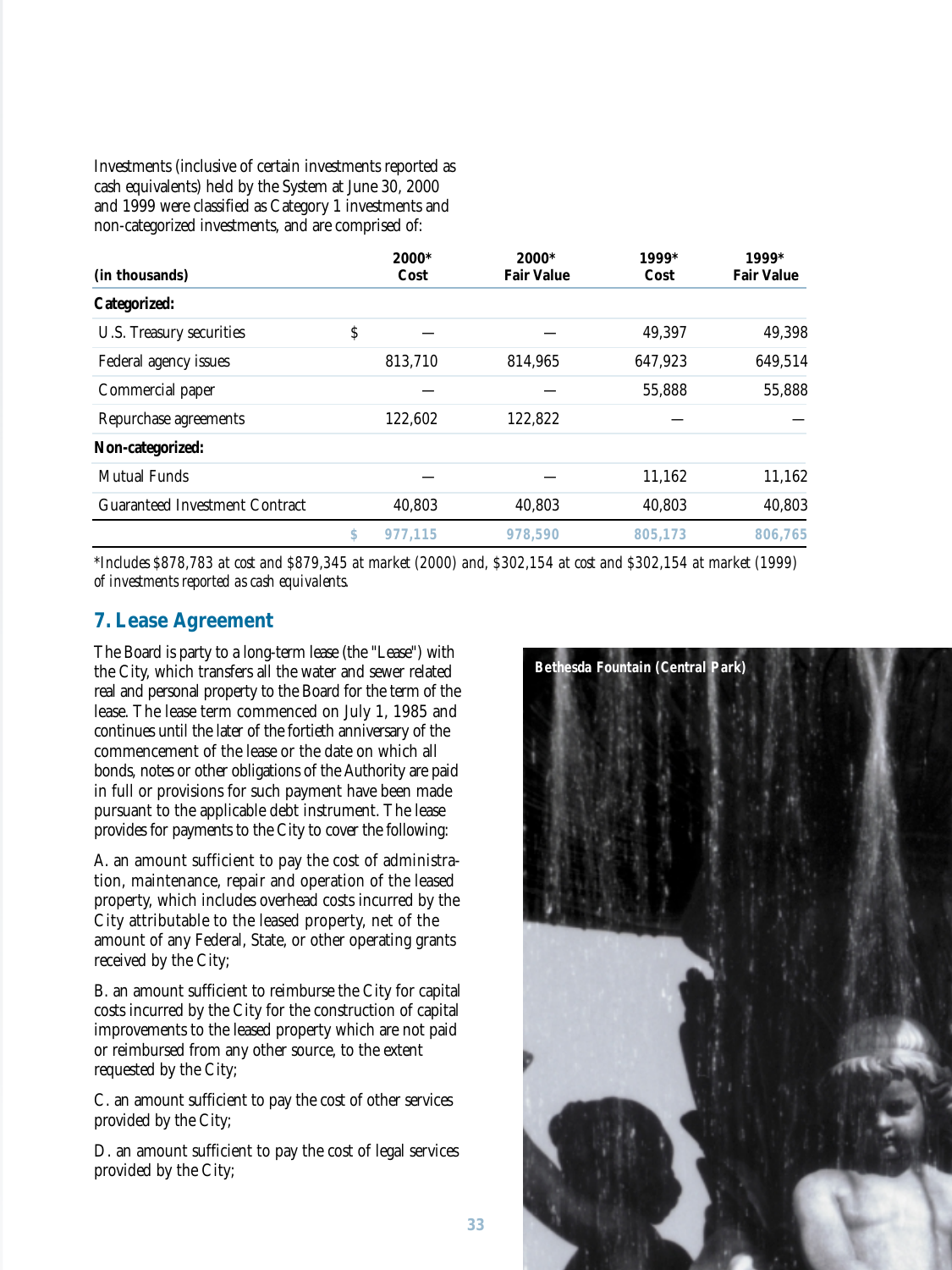Investments (inclusive of certain investments reported as cash equivalents) held by the System at June 30, 2000 and 1999 were classified as Category 1 investments and non-categorized investments, and are comprised of:

| (in thousands) | | 2000* Cost | 2000* Fair Value | 1999* Cost | 1999* Fair Value |
|---|---|---|---|---|---|
| **Categorized:** | | | | | |
| U.S. Treasury securities | $ | — | — | 49,397 | 49,398 |
| Federal agency issues | | 813,710 | 814,965 | 647,923 | 649,514 |
| Commercial paper | | — | — | 55,888 | 55,888 |
| Repurchase agreements | | 122,602 | 122,822 | — | — |
| **Non-categorized:** | | | | | |
| Mutual Funds | | — | — | 11,162 | 11,162 |
| Guaranteed Investment Contract | | 40,803 | 40,803 | 40,803 | 40,803 |
| | $ | 977,115 | 978,590 | 805,173 | 806,765 |

*\*Includes $878,783 at cost and $879,345 at market (2000) and, $302,154 at cost and $302,154 at market (1999) of investments reported as cash equivalents.*

## 7. Lease Agreement

The Board is party to a long-term lease (the "Lease") with the City, which transfers all the water and sewer related real and personal property to the Board for the term of the lease. The lease term commenced on July 1, 1985 and continues until the later of the fortieth anniversary of the commencement of the lease or the date on which all bonds, notes or other obligations of the Authority are paid in full or provisions for such payment have been made pursuant to the applicable debt instrument. The lease provides for payments to the City to cover the following:

A. an amount sufficient to pay the cost of administration, maintenance, repair and operation of the leased property, which includes overhead costs incurred by the City attributable to the leased property, net of the amount of any Federal, State, or other operating grants received by the City;

B. an amount sufficient to reimburse the City for capital costs incurred by the City for the construction of capital improvements to the leased property which are not paid or reimbursed from any other source, to the extent requested by the City;

C. an amount sufficient to pay the cost of other services provided by the City;

D. an amount sufficient to pay the cost of legal services provided by the City;

**Bethesda Fountain (Central Park)**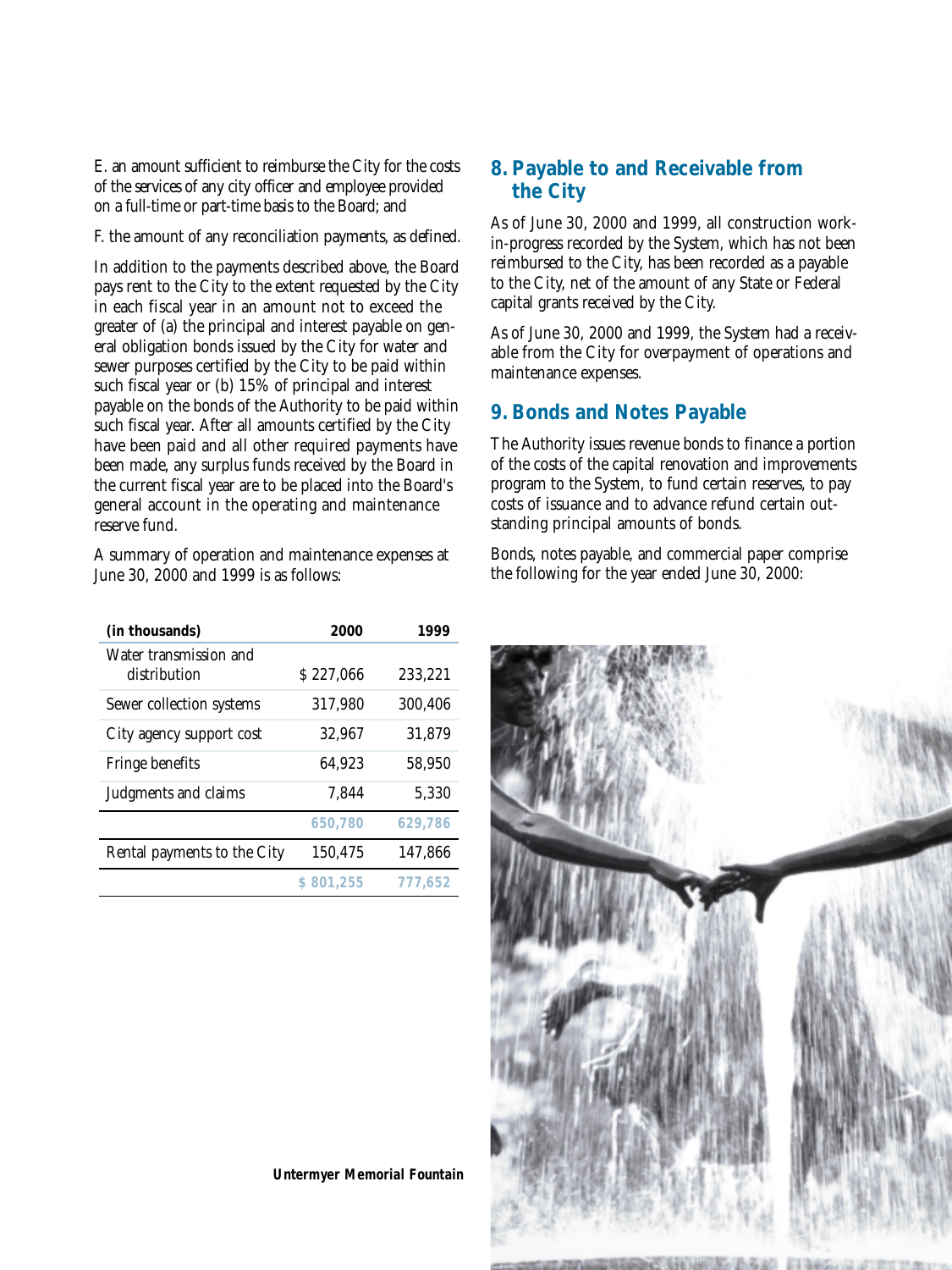E. an amount sufficient to reimburse the City for the costs of the services of any city officer and employee provided on a full-time or part-time basis to the Board; and

F. the amount of any reconciliation payments, as defined.

In addition to the payments described above, the Board pays rent to the City to the extent requested by the City in each fiscal year in an amount not to exceed the greater of (a) the principal and interest payable on general obligation bonds issued by the City for water and sewer purposes certified by the City to be paid within such fiscal year or (b) 15% of principal and interest payable on the bonds of the Authority to be paid within such fiscal year. After all amounts certified by the City have been paid and all other required payments have been made, any surplus funds received by the Board in the current fiscal year are to be placed into the Board's general account in the operating and maintenance reserve fund.

A summary of operation and maintenance expenses at June 30, 2000 and 1999 is as follows:

| (in thousands) | 2000 | 1999 |
|---|---|---|
| Water transmission and distribution | $ 227,066 | 233,221 |
| Sewer collection systems | 317,980 | 300,406 |
| City agency support cost | 32,967 | 31,879 |
| Fringe benefits | 64,923 | 58,950 |
| Judgments and claims | 7,844 | 5,330 |
| | 650,780 | 629,786 |
| Rental payments to the City | 150,475 | 147,866 |
| | $ 801,255 | 777,652 |

## 8. Payable to and Receivable from the City

As of June 30, 2000 and 1999, all construction work-in-progress recorded by the System, which has not been reimbursed to the City, has been recorded as a payable to the City, net of the amount of any State or Federal capital grants received by the City.

As of June 30, 2000 and 1999, the System had a receivable from the City for overpayment of operations and maintenance expenses.

## 9. Bonds and Notes Payable

The Authority issues revenue bonds to finance a portion of the costs of the capital renovation and improvements program to the System, to fund certain reserves, to pay costs of issuance and to advance refund certain outstanding principal amounts of bonds.

Bonds, notes payable, and commercial paper comprise the following for the year ended June 30, 2000:

**Untermyer Memorial Fountain**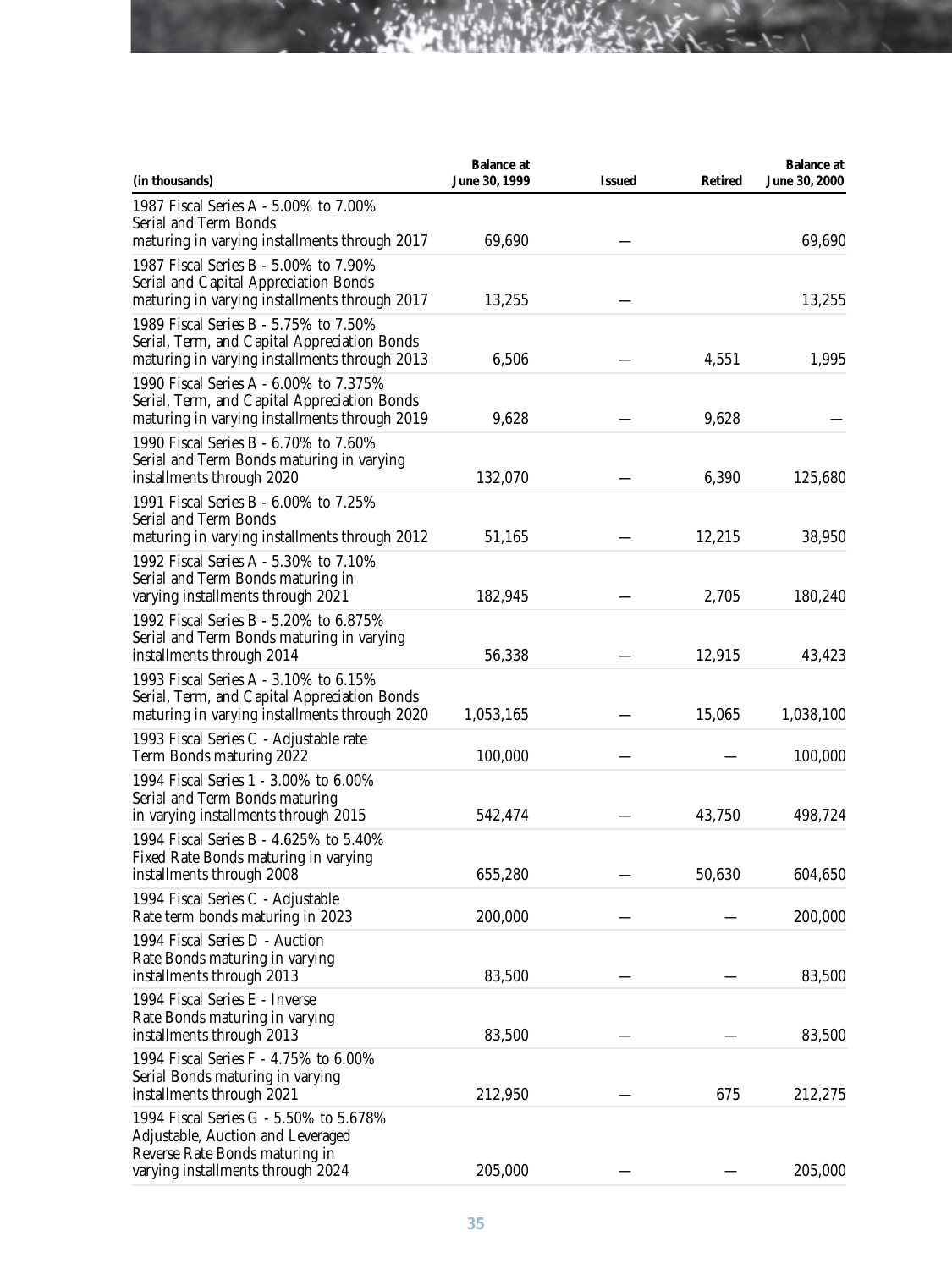| (in thousands) | Balance at June 30, 1999 | Issued | Retired | Balance at June 30, 2000 |
|---|---|---|---|---|
| 1987 Fiscal Series A - 5.00% to 7.00% Serial and Term Bonds maturing in varying installments through 2017 | 69,690 | — | | 69,690 |
| 1987 Fiscal Series B - 5.00% to 7.90% Serial and Capital Appreciation Bonds maturing in varying installments through 2017 | 13,255 | — | | 13,255 |
| 1989 Fiscal Series B - 5.75% to 7.50% Serial, Term, and Capital Appreciation Bonds maturing in varying installments through 2013 | 6,506 | — | 4,551 | 1,995 |
| 1990 Fiscal Series A - 6.00% to 7.375% Serial, Term, and Capital Appreciation Bonds maturing in varying installments through 2019 | 9,628 | — | 9,628 | — |
| 1990 Fiscal Series B - 6.70% to 7.60% Serial and Term Bonds maturing in varying installments through 2020 | 132,070 | — | 6,390 | 125,680 |
| 1991 Fiscal Series B - 6.00% to 7.25% Serial and Term Bonds maturing in varying installments through 2012 | 51,165 | — | 12,215 | 38,950 |
| 1992 Fiscal Series A - 5.30% to 7.10% Serial and Term Bonds maturing in varying installments through 2021 | 182,945 | — | 2,705 | 180,240 |
| 1992 Fiscal Series B - 5.20% to 6.875% Serial and Term Bonds maturing in varying installments through 2014 | 56,338 | — | 12,915 | 43,423 |
| 1993 Fiscal Series A - 3.10% to 6.15% Serial, Term, and Capital Appreciation Bonds maturing in varying installments through 2020 | 1,053,165 | — | 15,065 | 1,038,100 |
| 1993 Fiscal Series C - Adjustable rate Term Bonds maturing 2022 | 100,000 | — | — | 100,000 |
| 1994 Fiscal Series 1 - 3.00% to 6.00% Serial and Term Bonds maturing in varying installments through 2015 | 542,474 | — | 43,750 | 498,724 |
| 1994 Fiscal Series B - 4.625% to 5.40% Fixed Rate Bonds maturing in varying installments through 2008 | 655,280 | — | 50,630 | 604,650 |
| 1994 Fiscal Series C - Adjustable Rate term bonds maturing in 2023 | 200,000 | — | — | 200,000 |
| 1994 Fiscal Series D - Auction Rate Bonds maturing in varying installments through 2013 | 83,500 | — | — | 83,500 |
| 1994 Fiscal Series E - Inverse Rate Bonds maturing in varying installments through 2013 | 83,500 | — | — | 83,500 |
| 1994 Fiscal Series F - 4.75% to 6.00% Serial Bonds maturing in varying installments through 2021 | 212,950 | — | 675 | 212,275 |
| 1994 Fiscal Series G - 5.50% to 5.678% Adjustable, Auction and Leveraged Reverse Rate Bonds maturing in varying installments through 2024 | 205,000 | — | — | 205,000 |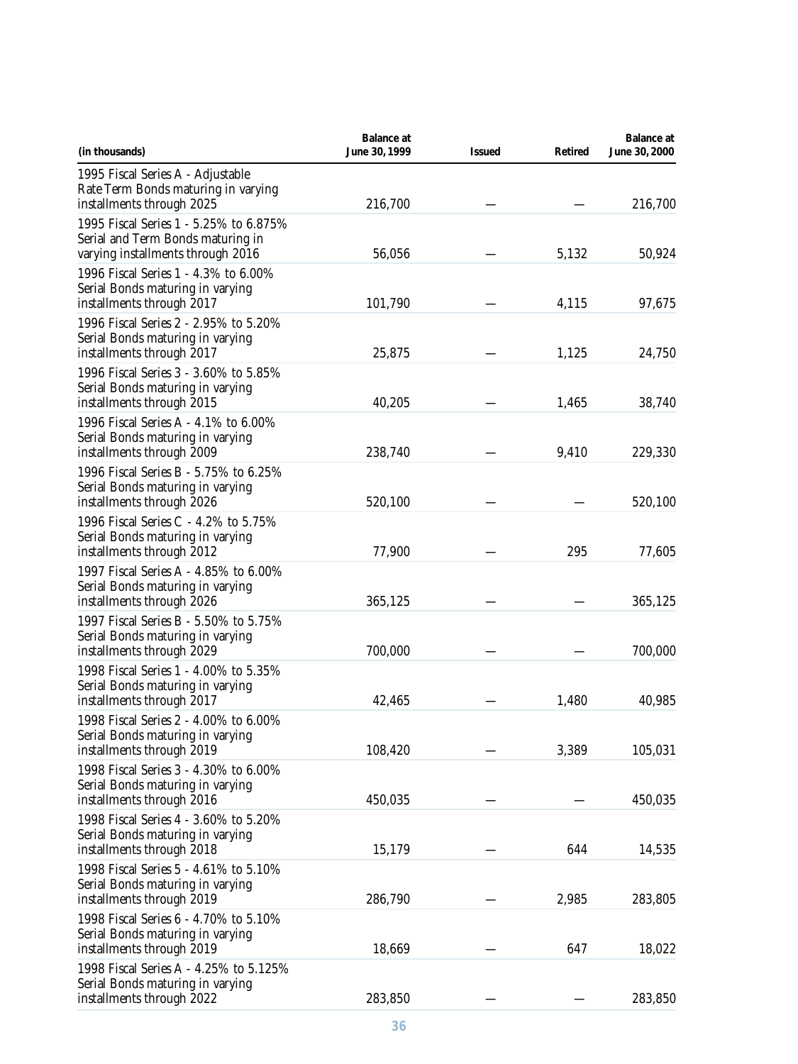| (in thousands) | Balance at June 30, 1999 | Issued | Retired | Balance at June 30, 2000 |
|---|---|---|---|---|
| 1995 Fiscal Series A - Adjustable Rate Term Bonds maturing in varying installments through 2025 | 216,700 | — | — | 216,700 |
| 1995 Fiscal Series 1 - 5.25% to 6.875% Serial and Term Bonds maturing in varying installments through 2016 | 56,056 | — | 5,132 | 50,924 |
| 1996 Fiscal Series 1 - 4.3% to 6.00% Serial Bonds maturing in varying installments through 2017 | 101,790 | — | 4,115 | 97,675 |
| 1996 Fiscal Series 2 - 2.95% to 5.20% Serial Bonds maturing in varying installments through 2017 | 25,875 | — | 1,125 | 24,750 |
| 1996 Fiscal Series 3 - 3.60% to 5.85% Serial Bonds maturing in varying installments through 2015 | 40,205 | — | 1,465 | 38,740 |
| 1996 Fiscal Series A - 4.1% to 6.00% Serial Bonds maturing in varying installments through 2009 | 238,740 | — | 9,410 | 229,330 |
| 1996 Fiscal Series B - 5.75% to 6.25% Serial Bonds maturing in varying installments through 2026 | 520,100 | — | — | 520,100 |
| 1996 Fiscal Series C - 4.2% to 5.75% Serial Bonds maturing in varying installments through 2012 | 77,900 | — | 295 | 77,605 |
| 1997 Fiscal Series A - 4.85% to 6.00% Serial Bonds maturing in varying installments through 2026 | 365,125 | — | — | 365,125 |
| 1997 Fiscal Series B - 5.50% to 5.75% Serial Bonds maturing in varying installments through 2029 | 700,000 | — | — | 700,000 |
| 1998 Fiscal Series 1 - 4.00% to 5.35% Serial Bonds maturing in varying installments through 2017 | 42,465 | — | 1,480 | 40,985 |
| 1998 Fiscal Series 2 - 4.00% to 6.00% Serial Bonds maturing in varying installments through 2019 | 108,420 | — | 3,389 | 105,031 |
| 1998 Fiscal Series 3 - 4.30% to 6.00% Serial Bonds maturing in varying installments through 2016 | 450,035 | — | — | 450,035 |
| 1998 Fiscal Series 4 - 3.60% to 5.20% Serial Bonds maturing in varying installments through 2018 | 15,179 | — | 644 | 14,535 |
| 1998 Fiscal Series 5 - 4.61% to 5.10% Serial Bonds maturing in varying installments through 2019 | 286,790 | — | 2,985 | 283,805 |
| 1998 Fiscal Series 6 - 4.70% to 5.10% Serial Bonds maturing in varying installments through 2019 | 18,669 | — | 647 | 18,022 |
| 1998 Fiscal Series A - 4.25% to 5.125% Serial Bonds maturing in varying installments through 2022 | 283,850 | — | — | 283,850 |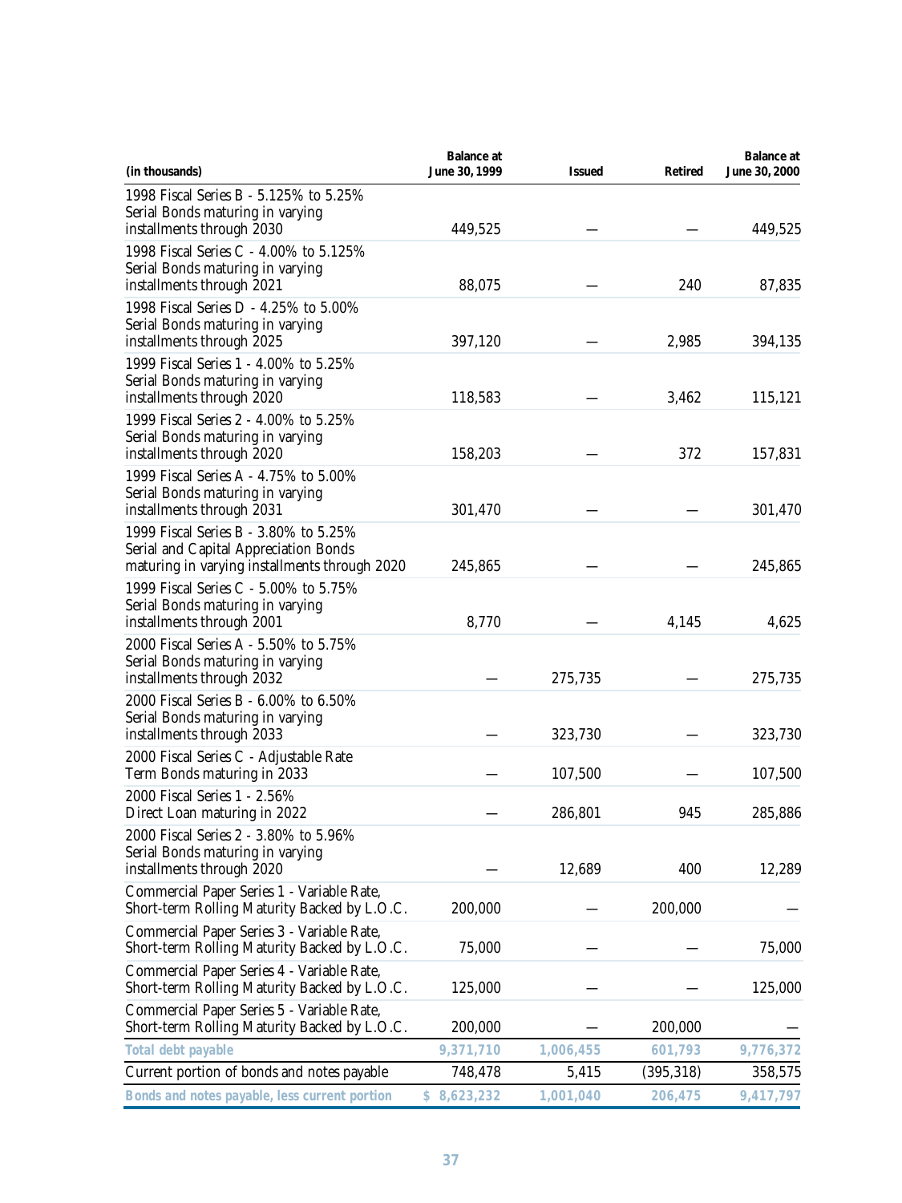| (in thousands) | Balance at June 30, 1999 | Issued | Retired | Balance at June 30, 2000 |
|---|---|---|---|---|
| 1998 Fiscal Series B - 5.125% to 5.25% Serial Bonds maturing in varying installments through 2030 | 449,525 | — | — | 449,525 |
| 1998 Fiscal Series C - 4.00% to 5.125% Serial Bonds maturing in varying installments through 2021 | 88,075 | — | 240 | 87,835 |
| 1998 Fiscal Series D - 4.25% to 5.00% Serial Bonds maturing in varying installments through 2025 | 397,120 | — | 2,985 | 394,135 |
| 1999 Fiscal Series 1 - 4.00% to 5.25% Serial Bonds maturing in varying installments through 2020 | 118,583 | — | 3,462 | 115,121 |
| 1999 Fiscal Series 2 - 4.00% to 5.25% Serial Bonds maturing in varying installments through 2020 | 158,203 | — | 372 | 157,831 |
| 1999 Fiscal Series A - 4.75% to 5.00% Serial Bonds maturing in varying installments through 2031 | 301,470 | — | — | 301,470 |
| 1999 Fiscal Series B - 3.80% to 5.25% Serial and Capital Appreciation Bonds maturing in varying installments through 2020 | 245,865 | — | — | 245,865 |
| 1999 Fiscal Series C - 5.00% to 5.75% Serial Bonds maturing in varying installments through 2001 | 8,770 | — | 4,145 | 4,625 |
| 2000 Fiscal Series A - 5.50% to 5.75% Serial Bonds maturing in varying installments through 2032 | — | 275,735 | — | 275,735 |
| 2000 Fiscal Series B - 6.00% to 6.50% Serial Bonds maturing in varying installments through 2033 | — | 323,730 | — | 323,730 |
| 2000 Fiscal Series C - Adjustable Rate Term Bonds maturing in 2033 | — | 107,500 | — | 107,500 |
| 2000 Fiscal Series 1 - 2.56% Direct Loan maturing in 2022 | — | 286,801 | 945 | 285,886 |
| 2000 Fiscal Series 2 - 3.80% to 5.96% Serial Bonds maturing in varying installments through 2020 | — | 12,689 | 400 | 12,289 |
| Commercial Paper Series 1 - Variable Rate, Short-term Rolling Maturity Backed by L.O.C. | 200,000 | — | 200,000 | — |
| Commercial Paper Series 3 - Variable Rate, Short-term Rolling Maturity Backed by L.O.C. | 75,000 | — | — | 75,000 |
| Commercial Paper Series 4 - Variable Rate, Short-term Rolling Maturity Backed by L.O.C. | 125,000 | — | — | 125,000 |
| Commercial Paper Series 5 - Variable Rate, Short-term Rolling Maturity Backed by L.O.C. | 200,000 | — | 200,000 | — |
| **Total debt payable** | **9,371,710** | **1,006,455** | **601,793** | **9,776,372** |
| Current portion of bonds and notes payable | 748,478 | 5,415 | (395,318) | 358,575 |
| **Bonds and notes payable, less current portion** | **$ 8,623,232** | **1,001,040** | **206,475** | **9,417,797** |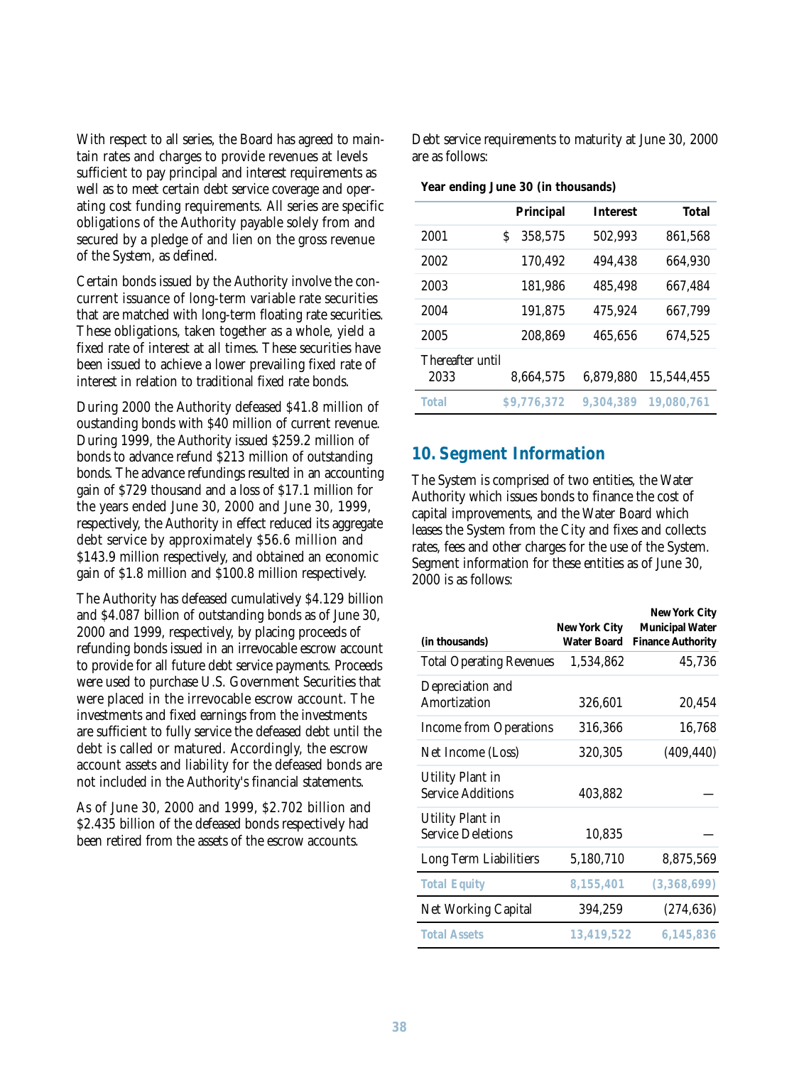With respect to all series, the Board has agreed to maintain rates and charges to provide revenues at levels sufficient to pay principal and interest requirements as well as to meet certain debt service coverage and operating cost funding requirements. All series are specific obligations of the Authority payable solely from and secured by a pledge of and lien on the gross revenue of the System, as defined.

Certain bonds issued by the Authority involve the concurrent issuance of long-term variable rate securities that are matched with long-term floating rate securities. These obligations, taken together as a whole, yield a fixed rate of interest at all times. These securities have been issued to achieve a lower prevailing fixed rate of interest in relation to traditional fixed rate bonds.

During 2000 the Authority defeased $41.8 million of oustanding bonds with $40 million of current revenue. During 1999, the Authority issued $259.2 million of bonds to advance refund $213 million of outstanding bonds. The advance refundings resulted in an accounting gain of $729 thousand and a loss of $17.1 million for the years ended June 30, 2000 and June 30, 1999, respectively, the Authority in effect reduced its aggregate debt service by approximately $56.6 million and $143.9 million respectively, and obtained an economic gain of $1.8 million and $100.8 million respectively.

The Authority has defeased cumulatively $4.129 billion and $4.087 billion of outstanding bonds as of June 30, 2000 and 1999, respectively, by placing proceeds of refunding bonds issued in an irrevocable escrow account to provide for all future debt service payments. Proceeds were used to purchase U.S. Government Securities that were placed in the irrevocable escrow account. The investments and fixed earnings from the investments are sufficient to fully service the defeased debt until the debt is called or matured. Accordingly, the escrow account assets and liability for the defeased bonds are not included in the Authority's financial statements.

As of June 30, 2000 and 1999, $2.702 billion and $2.435 billion of the defeased bonds respectively had been retired from the assets of the escrow accounts.

Debt service requirements to maturity at June 30, 2000 are as follows:

**Year ending June 30 (in thousands)**

| | Principal | Interest | Total |
|---|---|---|---|
| 2001 | $ 358,575 | 502,993 | 861,568 |
| 2002 | 170,492 | 494,438 | 664,930 |
| 2003 | 181,986 | 485,498 | 667,484 |
| 2004 | 191,875 | 475,924 | 667,799 |
| 2005 | 208,869 | 465,656 | 674,525 |
| Thereafter until 2033 | 8,664,575 | 6,879,880 | 15,544,455 |
| **Total** | **$9,776,372** | **9,304,389** | **19,080,761** |

## 10. Segment Information

The System is comprised of two entities, the Water Authority which issues bonds to finance the cost of capital improvements, and the Water Board which leases the System from the City and fixes and collects rates, fees and other charges for the use of the System. Segment information for these entities as of June 30, 2000 is as follows:

| (in thousands) | New York City Water Board | New York City Municipal Water Finance Authority |
|---|---|---|
| Total Operating Revenues | 1,534,862 | 45,736 |
| Depreciation and Amortization | 326,601 | 20,454 |
| Income from Operations | 316,366 | 16,768 |
| Net Income (Loss) | 320,305 | (409,440) |
| Utility Plant in Service Additions | 403,882 | — |
| Utility Plant in Service Deletions | 10,835 | — |
| Long Term Liabilitiers | 5,180,710 | 8,875,569 |
| **Total Equity** | **8,155,401** | **(3,368,699)** |
| Net Working Capital | 394,259 | (274,636) |
| **Total Assets** | **13,419,522** | **6,145,836** |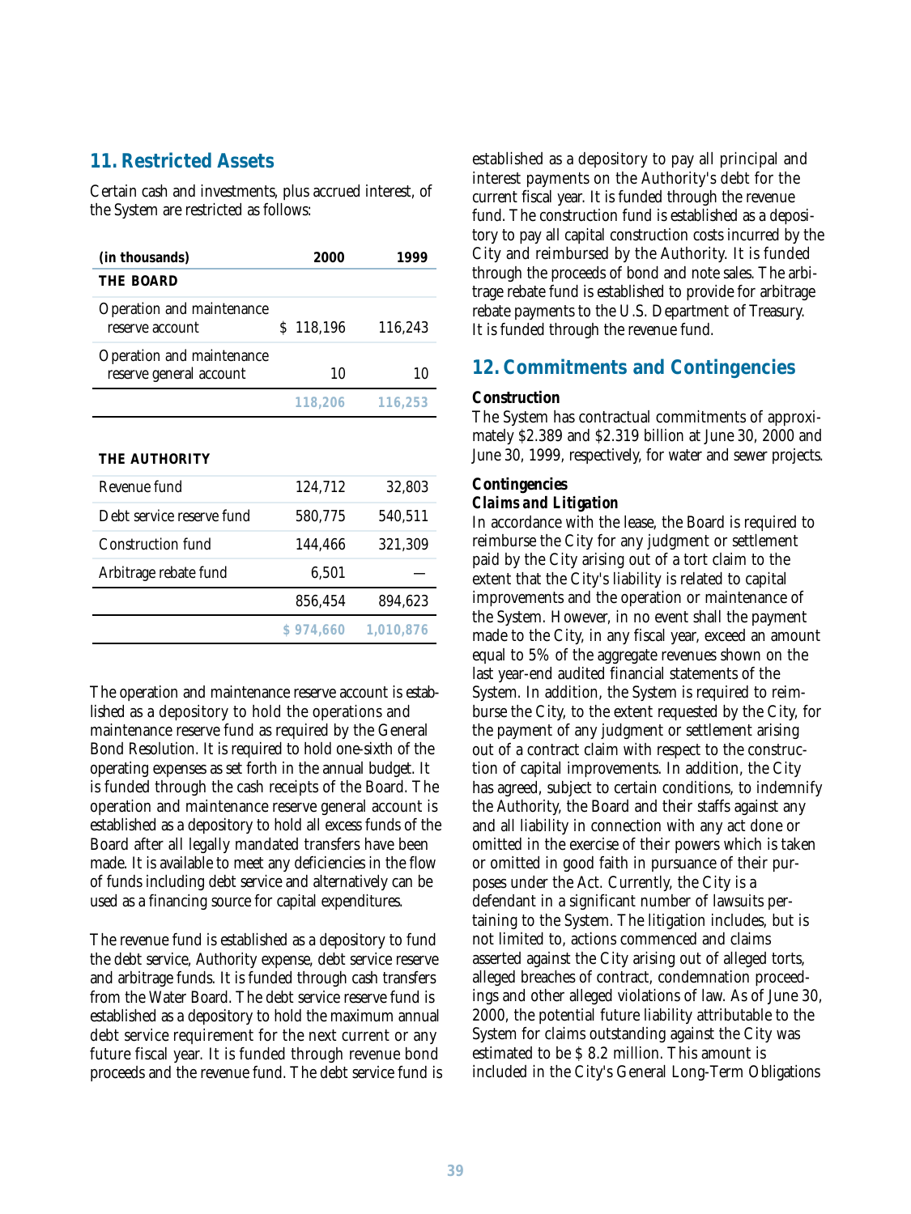## 11. Restricted Assets

Certain cash and investments, plus accrued interest, of the System are restricted as follows:

| (in thousands) | 2000 | 1999 |
|---|---|---|
| **THE BOARD** | | |
| Operation and maintenance reserve account | $ 118,196 | 116,243 |
| Operation and maintenance reserve general account | 10 | 10 |
| | 118,206 | 116,253 |
| **THE AUTHORITY** | | |
| Revenue fund | 124,712 | 32,803 |
| Debt service reserve fund | 580,775 | 540,511 |
| Construction fund | 144,466 | 321,309 |
| Arbitrage rebate fund | 6,501 | — |
| | 856,454 | 894,623 |
| | $ 974,660 | 1,010,876 |

The operation and maintenance reserve account is established as a depository to hold the operations and maintenance reserve fund as required by the General Bond Resolution. It is required to hold one-sixth of the operating expenses as set forth in the annual budget. It is funded through the cash receipts of the Board. The operation and maintenance reserve general account is established as a depository to hold all excess funds of the Board after all legally mandated transfers have been made. It is available to meet any deficiencies in the flow of funds including debt service and alternatively can be used as a financing source for capital expenditures.

The revenue fund is established as a depository to fund the debt service, Authority expense, debt service reserve and arbitrage funds. It is funded through cash transfers from the Water Board. The debt service reserve fund is established as a depository to hold the maximum annual debt service requirement for the next current or any future fiscal year. It is funded through revenue bond proceeds and the revenue fund. The debt service fund is established as a depository to pay all principal and interest payments on the Authority's debt for the current fiscal year. It is funded through the revenue fund. The construction fund is established as a depository to pay all capital construction costs incurred by the City and reimbursed by the Authority. It is funded through the proceeds of bond and note sales. The arbitrage rebate fund is established to provide for arbitrage rebate payments to the U.S. Department of Treasury. It is funded through the revenue fund.

## 12. Commitments and Contingencies

**Construction**

The System has contractual commitments of approximately \$2.389 and \$2.319 billion at June 30, 2000 and June 30, 1999, respectively, for water and sewer projects.

**Contingencies**

***Claims and Litigation***

In accordance with the lease, the Board is required to reimburse the City for any judgment or settlement paid by the City arising out of a tort claim to the extent that the City's liability is related to capital improvements and the operation or maintenance of the System. However, in no event shall the payment made to the City, in any fiscal year, exceed an amount equal to 5% of the aggregate revenues shown on the last year-end audited financial statements of the System. In addition, the System is required to reimburse the City, to the extent requested by the City, for the payment of any judgment or settlement arising out of a contract claim with respect to the construction of capital improvements. In addition, the City has agreed, subject to certain conditions, to indemnify the Authority, the Board and their staffs against any and all liability in connection with any act done or omitted in the exercise of their powers which is taken or omitted in good faith in pursuance of their purposes under the Act. Currently, the City is a defendant in a significant number of lawsuits pertaining to the System. The litigation includes, but is not limited to, actions commenced and claims asserted against the City arising out of alleged torts, alleged breaches of contract, condemnation proceedings and other alleged violations of law. As of June 30, 2000, the potential future liability attributable to the System for claims outstanding against the City was estimated to be \$ 8.2 million. This amount is included in the City's General Long-Term Obligations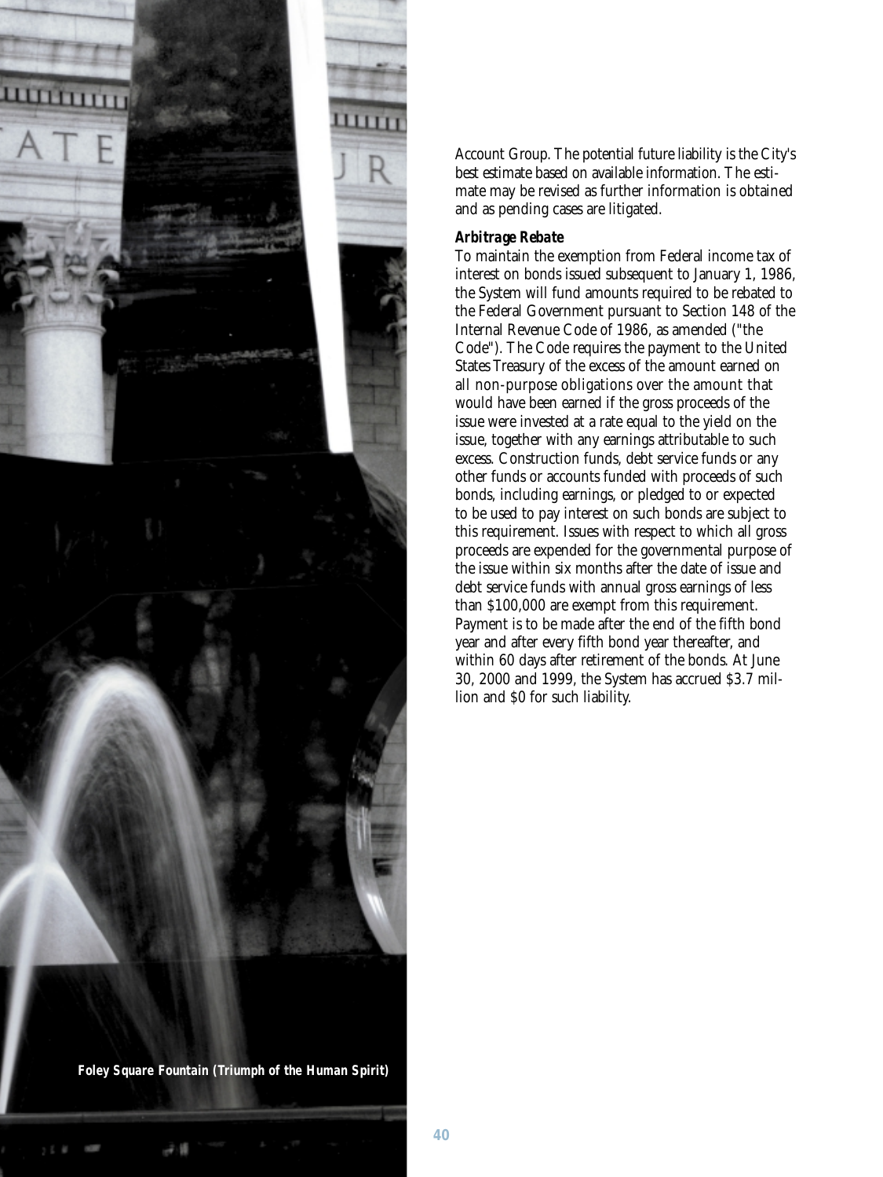Account Group. The potential future liability is the City's best estimate based on available information. The estimate may be revised as further information is obtained and as pending cases are litigated.

***Arbitrage Rebate***

To maintain the exemption from Federal income tax of interest on bonds issued subsequent to January 1, 1986, the System will fund amounts required to be rebated to the Federal Government pursuant to Section 148 of the Internal Revenue Code of 1986, as amended ("the Code"). The Code requires the payment to the United States Treasury of the excess of the amount earned on all non-purpose obligations over the amount that would have been earned if the gross proceeds of the issue were invested at a rate equal to the yield on the issue, together with any earnings attributable to such excess. Construction funds, debt service funds or any other funds or accounts funded with proceeds of such bonds, including earnings, or pledged to or expected to be used to pay interest on such bonds are subject to this requirement. Issues with respect to which all gross proceeds are expended for the governmental purpose of the issue within six months after the date of issue and debt service funds with annual gross earnings of less than $100,000 are exempt from this requirement. Payment is to be made after the end of the fifth bond year and after every fifth bond year thereafter, and within 60 days after retirement of the bonds. At June 30, 2000 and 1999, the System has accrued $3.7 million and $0 for such liability.

**Foley Square Fountain (Triumph of the Human Spirit)**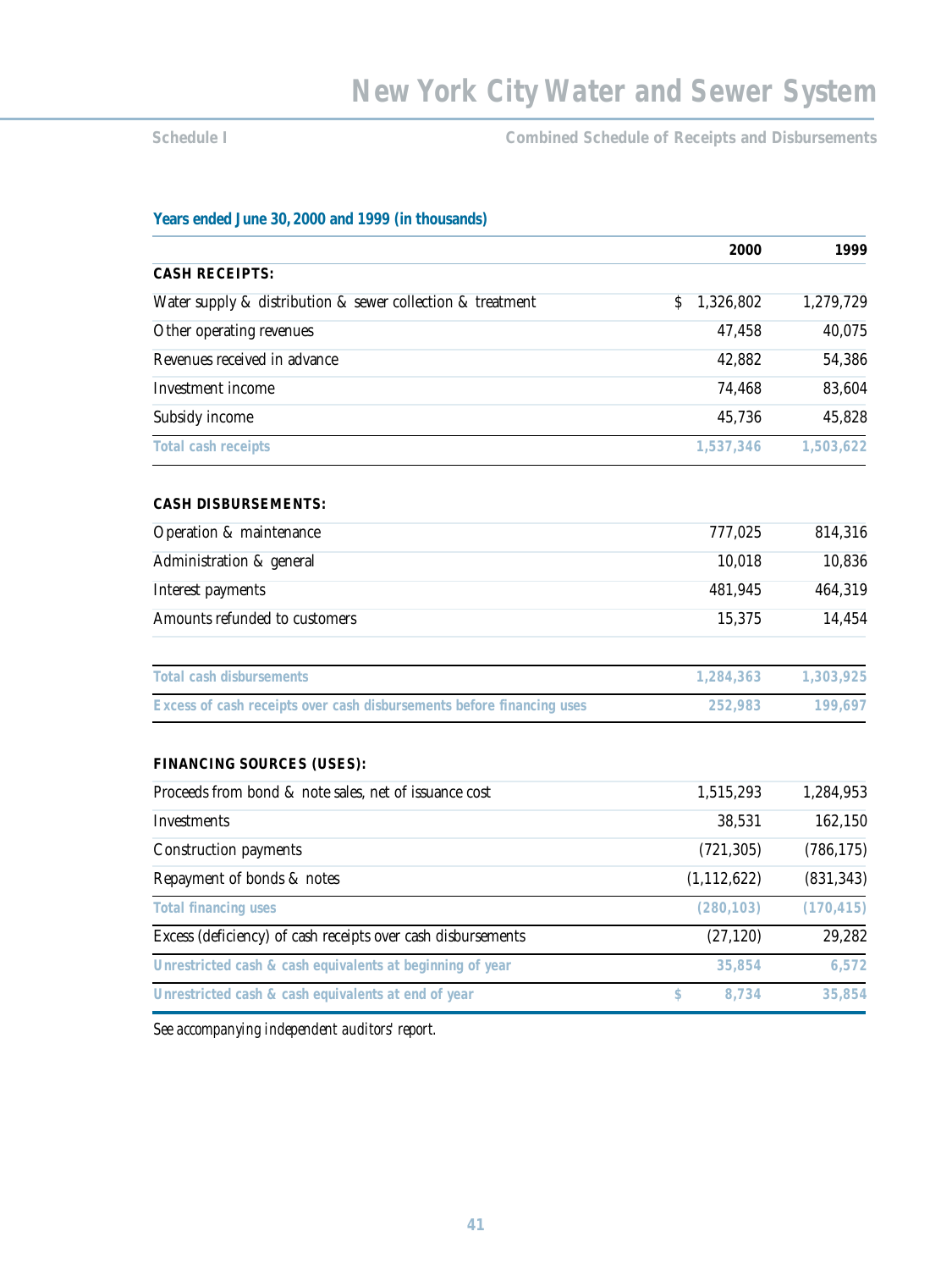# New York City Water and Sewer System

**Schedule I** — **Combined Schedule of Receipts and Disbursements**

**Years ended June 30, 2000 and 1999 (in thousands)**

| | 2000 | 1999 |
|---|---|---|
| **CASH RECEIPTS:** | | |
| Water supply & distribution & sewer collection & treatment | $ 1,326,802 | 1,279,729 |
| Other operating revenues | 47,458 | 40,075 |
| Revenues received in advance | 42,882 | 54,386 |
| Investment income | 74,468 | 83,604 |
| Subsidy income | 45,736 | 45,828 |
| **Total cash receipts** | **1,537,346** | **1,503,622** |
| **CASH DISBURSEMENTS:** | | |
| Operation & maintenance | 777,025 | 814,316 |
| Administration & general | 10,018 | 10,836 |
| Interest payments | 481,945 | 464,319 |
| Amounts refunded to customers | 15,375 | 14,454 |
| **Total cash disbursements** | **1,284,363** | **1,303,925** |
| **Excess of cash receipts over cash disbursements before financing uses** | **252,983** | **199,697** |
| **FINANCING SOURCES (USES):** | | |
| Proceeds from bond & note sales, net of issuance cost | 1,515,293 | 1,284,953 |
| Investments | 38,531 | 162,150 |
| Construction payments | (721,305) | (786,175) |
| Repayment of bonds & notes | (1,112,622) | (831,343) |
| **Total financing uses** | **(280,103)** | **(170,415)** |
| Excess (deficiency) of cash receipts over cash disbursements | (27,120) | 29,282 |
| **Unrestricted cash & cash equivalents at beginning of year** | **35,854** | **6,572** |
| **Unrestricted cash & cash equivalents at end of year** | **$ 8,734** | **35,854** |

*See accompanying independent auditors' report.*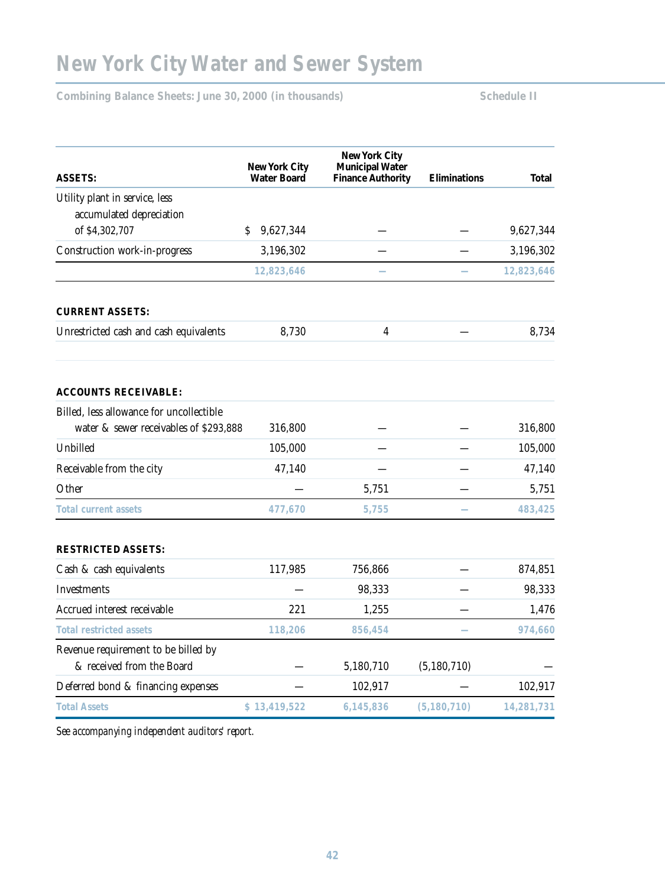# New York City Water and Sewer System

**Combining Balance Sheets: June 30, 2000 (in thousands)** **Schedule II**

| ASSETS: | New York City Water Board | New York City Municipal Water Finance Authority | Eliminations | Total |
|---|---|---|---|---|
| Utility plant in service, less accumulated depreciation of $4,302,707 | $ 9,627,344 | — | — | 9,627,344 |
| Construction work-in-progress | 3,196,302 | — | — | 3,196,302 |
| | 12,823,646 | — | — | 12,823,646 |
| **CURRENT ASSETS:** | | | | |
| Unrestricted cash and cash equivalents | 8,730 | 4 | — | 8,734 |
| **ACCOUNTS RECEIVABLE:** | | | | |
| Billed, less allowance for uncollectible water & sewer receivables of $293,888 | 316,800 | — | — | 316,800 |
| Unbilled | 105,000 | — | — | 105,000 |
| Receivable from the city | 47,140 | — | — | 47,140 |
| Other | — | 5,751 | — | 5,751 |
| **Total current assets** | 477,670 | 5,755 | — | 483,425 |
| **RESTRICTED ASSETS:** | | | | |
| Cash & cash equivalents | 117,985 | 756,866 | — | 874,851 |
| Investments | — | 98,333 | — | 98,333 |
| Accrued interest receivable | 221 | 1,255 | — | 1,476 |
| **Total restricted assets** | 118,206 | 856,454 | — | 974,660 |
| Revenue requirement to be billed by & received from the Board | — | 5,180,710 | (5,180,710) | — |
| Deferred bond & financing expenses | — | 102,917 | — | 102,917 |
| **Total Assets** | $ 13,419,522 | 6,145,836 | (5,180,710) | 14,281,731 |

*See accompanying independent auditors' report.*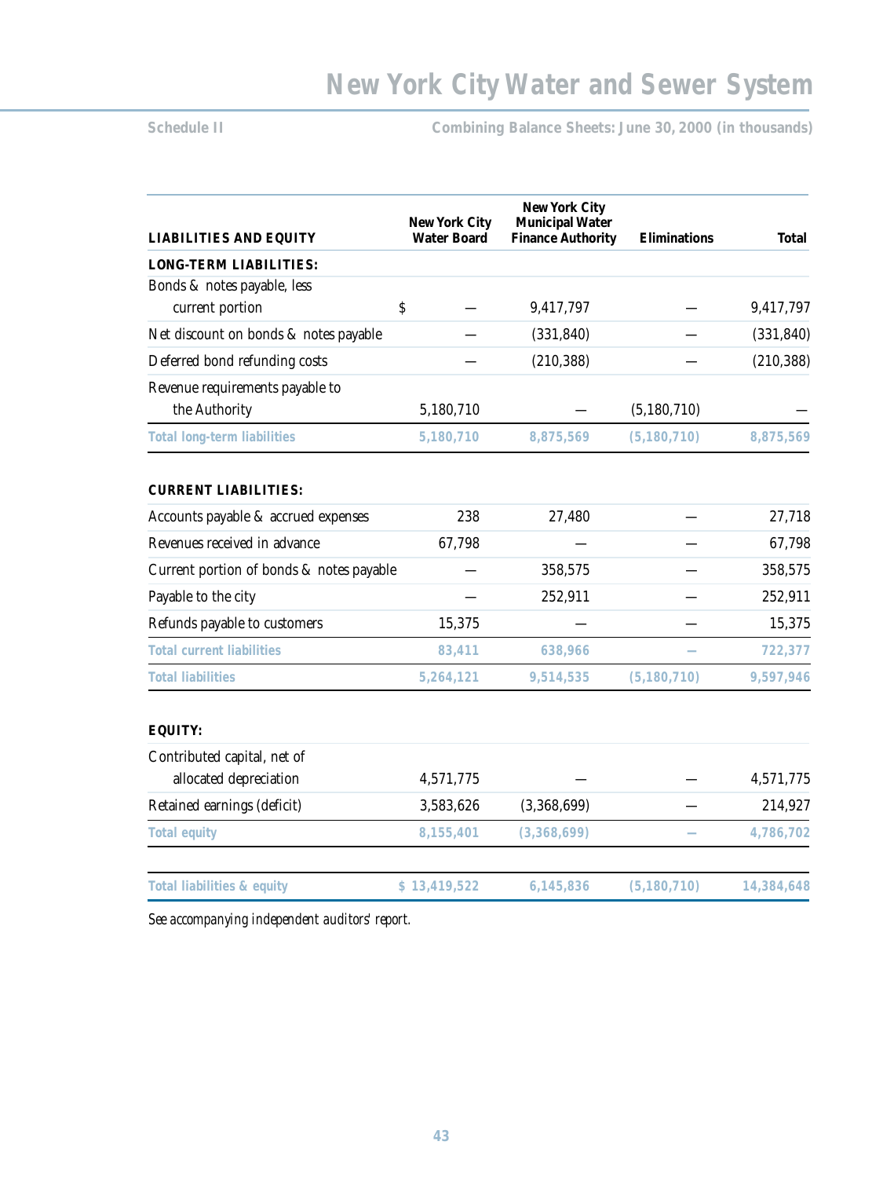## Schedule II

**Combining Balance Sheets: June 30, 2000 (in thousands)**

| LIABILITIES AND EQUITY | New York City Water Board | New York City Municipal Water Finance Authority | Eliminations | Total |
|---|---|---|---|---|
| **LONG-TERM LIABILITIES:** | | | | |
| Bonds & notes payable, less current portion | $ — | 9,417,797 | — | 9,417,797 |
| Net discount on bonds & notes payable | — | (331,840) | — | (331,840) |
| Deferred bond refunding costs | — | (210,388) | — | (210,388) |
| Revenue requirements payable to the Authority | 5,180,710 | — | (5,180,710) | — |
| **Total long-term liabilities** | **5,180,710** | **8,875,569** | **(5,180,710)** | **8,875,569** |
| **CURRENT LIABILITIES:** | | | | |
| Accounts payable & accrued expenses | 238 | 27,480 | — | 27,718 |
| Revenues received in advance | 67,798 | — | — | 67,798 |
| Current portion of bonds & notes payable | — | 358,575 | — | 358,575 |
| Payable to the city | — | 252,911 | — | 252,911 |
| Refunds payable to customers | 15,375 | — | — | 15,375 |
| **Total current liabilities** | **83,411** | **638,966** | **—** | **722,377** |
| **Total liabilities** | **5,264,121** | **9,514,535** | **(5,180,710)** | **9,597,946** |
| **EQUITY:** | | | | |
| Contributed capital, net of allocated depreciation | 4,571,775 | — | — | 4,571,775 |
| Retained earnings (deficit) | 3,583,626 | (3,368,699) | — | 214,927 |
| **Total equity** | **8,155,401** | **(3,368,699)** | **—** | **4,786,702** |
| **Total liabilities & equity** | **$ 13,419,522** | **6,145,836** | **(5,180,710)** | **14,384,648** |

*See accompanying independent auditors' report.*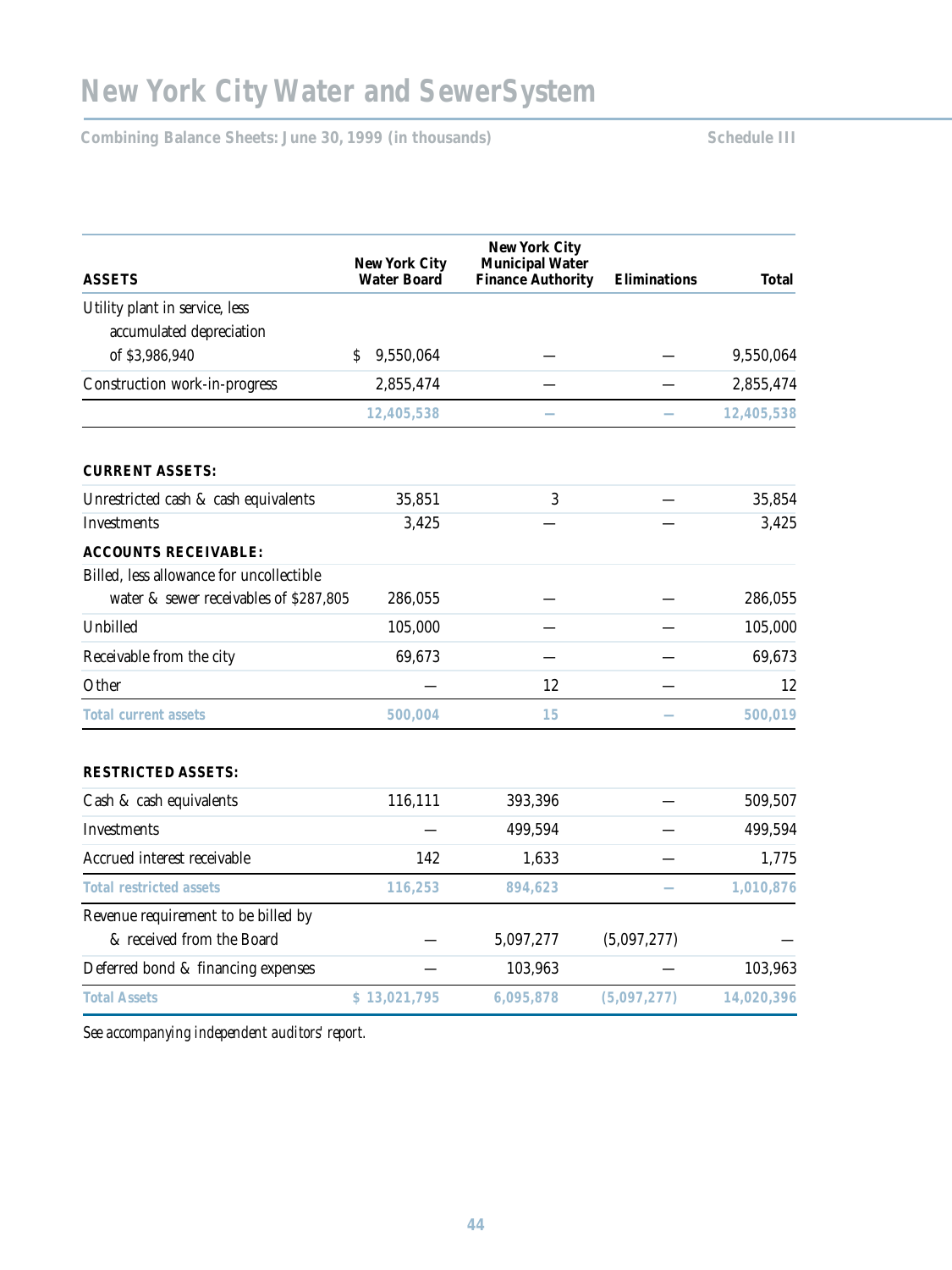# New York City Water and Sewer System

**Combining Balance Sheets: June 30, 1999 (in thousands)** **Schedule III**

| ASSETS | New York City Water Board | New York City Municipal Water Finance Authority | Eliminations | Total |
|---|---|---|---|---|
| Utility plant in service, less accumulated depreciation of $3,986,940 | $ 9,550,064 | — | — | 9,550,064 |
| Construction work-in-progress | 2,855,474 | — | — | 2,855,474 |
| | 12,405,538 | — | — | 12,405,538 |
| **CURRENT ASSETS:** | | | | |
| Unrestricted cash & cash equivalents | 35,851 | 3 | — | 35,854 |
| Investments | 3,425 | — | — | 3,425 |
| **ACCOUNTS RECEIVABLE:** | | | | |
| Billed, less allowance for uncollectible water & sewer receivables of $287,805 | 286,055 | — | — | 286,055 |
| Unbilled | 105,000 | — | — | 105,000 |
| Receivable from the city | 69,673 | — | — | 69,673 |
| Other | — | 12 | — | 12 |
| Total current assets | 500,004 | 15 | — | 500,019 |
| **RESTRICTED ASSETS:** | | | | |
| Cash & cash equivalents | 116,111 | 393,396 | — | 509,507 |
| Investments | — | 499,594 | — | 499,594 |
| Accrued interest receivable | 142 | 1,633 | — | 1,775 |
| Total restricted assets | 116,253 | 894,623 | — | 1,010,876 |
| Revenue requirement to be billed by & received from the Board | — | 5,097,277 | (5,097,277) | — |
| Deferred bond & financing expenses | — | 103,963 | — | 103,963 |
| Total Assets | $ 13,021,795 | 6,095,878 | (5,097,277) | 14,020,396 |

*See accompanying independent auditors' report.*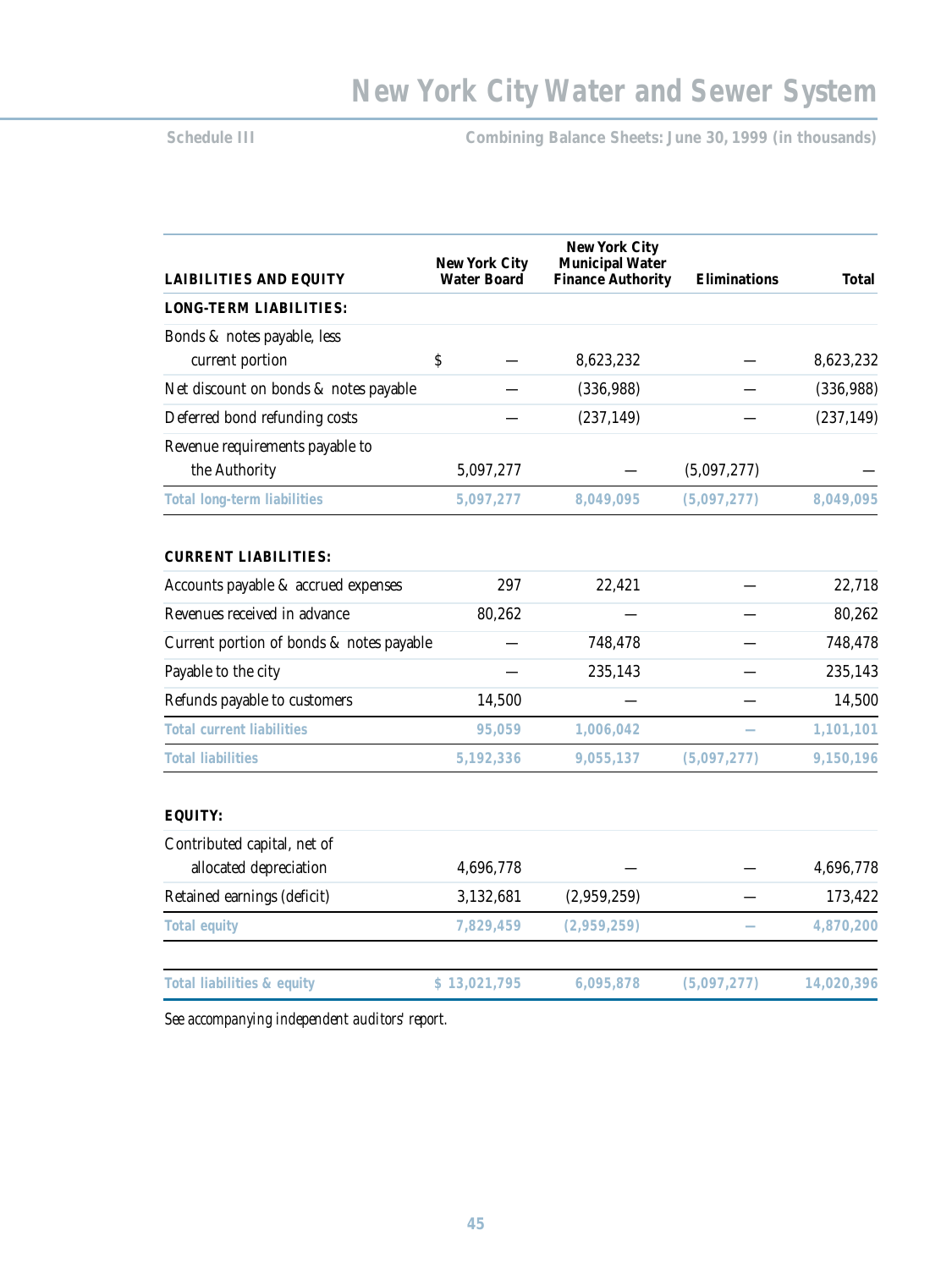# New York City Water and Sewer System

Schedule III

**Combining Balance Sheets: June 30, 1999 (in thousands)**

| LAIBILITIES AND EQUITY | New York City Water Board | New York City Municipal Water Finance Authority | Eliminations | Total |
|---|---|---|---|---|
| **LONG-TERM LIABILITIES:** | | | | |
| Bonds & notes payable, less current portion | $ — | 8,623,232 | — | 8,623,232 |
| Net discount on bonds & notes payable | — | (336,988) | — | (336,988) |
| Deferred bond refunding costs | — | (237,149) | — | (237,149) |
| Revenue requirements payable to the Authority | 5,097,277 | — | (5,097,277) | — |
| **Total long-term liabilities** | **5,097,277** | **8,049,095** | **(5,097,277)** | **8,049,095** |
| **CURRENT LIABILITIES:** | | | | |
| Accounts payable & accrued expenses | 297 | 22,421 | — | 22,718 |
| Revenues received in advance | 80,262 | — | — | 80,262 |
| Current portion of bonds & notes payable | — | 748,478 | — | 748,478 |
| Payable to the city | — | 235,143 | — | 235,143 |
| Refunds payable to customers | 14,500 | — | — | 14,500 |
| **Total current liabilities** | **95,059** | **1,006,042** | **—** | **1,101,101** |
| **Total liabilities** | **5,192,336** | **9,055,137** | **(5,097,277)** | **9,150,196** |
| **EQUITY:** | | | | |
| Contributed capital, net of allocated depreciation | 4,696,778 | — | — | 4,696,778 |
| Retained earnings (deficit) | 3,132,681 | (2,959,259) | — | 173,422 |
| **Total equity** | **7,829,459** | **(2,959,259)** | **—** | **4,870,200** |
| **Total liabilities & equity** | **$ 13,021,795** | **6,095,878** | **(5,097,277)** | **14,020,396** |

*See accompanying independent auditors' report.*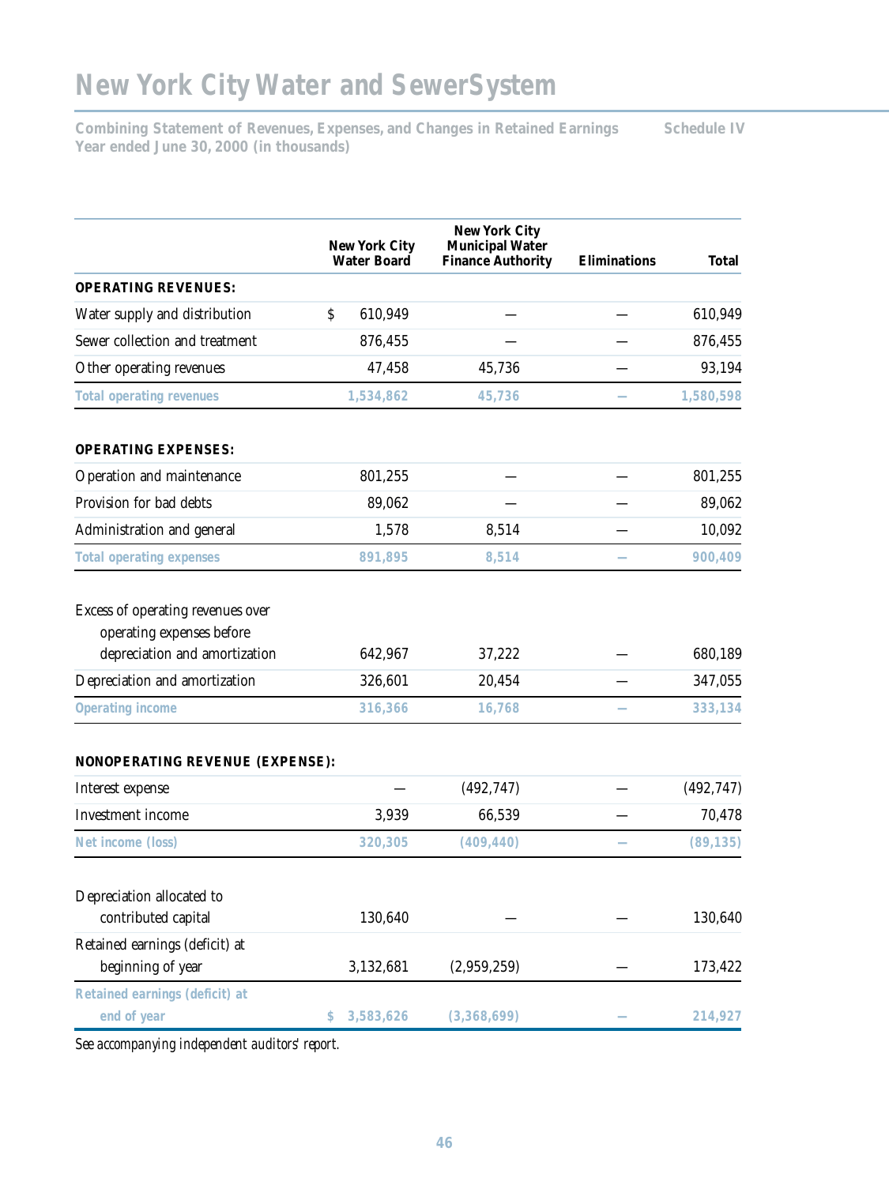# New York City Water and Sewer System

**Combining Statement of Revenues, Expenses, and Changes in Retained Earnings** — **Schedule IV**
**Year ended June 30, 2000 (in thousands)**

| | New York City Water Board | New York City Municipal Water Finance Authority | Eliminations | Total |
|---|---|---|---|---|
| **OPERATING REVENUES:** | | | | |
| Water supply and distribution | $ 610,949 | — | — | 610,949 |
| Sewer collection and treatment | 876,455 | — | — | 876,455 |
| Other operating revenues | 47,458 | 45,736 | — | 93,194 |
| **Total operating revenues** | **1,534,862** | **45,736** | **—** | **1,580,598** |
| **OPERATING EXPENSES:** | | | | |
| Operation and maintenance | 801,255 | — | — | 801,255 |
| Provision for bad debts | 89,062 | — | — | 89,062 |
| Administration and general | 1,578 | 8,514 | — | 10,092 |
| **Total operating expenses** | **891,895** | **8,514** | **—** | **900,409** |
| Excess of operating revenues over operating expenses before depreciation and amortization | 642,967 | 37,222 | — | 680,189 |
| Depreciation and amortization | 326,601 | 20,454 | — | 347,055 |
| **Operating income** | **316,366** | **16,768** | **—** | **333,134** |
| **NONOPERATING REVENUE (EXPENSE):** | | | | |
| Interest expense | — | (492,747) | — | (492,747) |
| Investment income | 3,939 | 66,539 | — | 70,478 |
| **Net income (loss)** | **320,305** | **(409,440)** | **—** | **(89,135)** |
| Depreciation allocated to contributed capital | 130,640 | — | — | 130,640 |
| Retained earnings (deficit) at beginning of year | 3,132,681 | (2,959,259) | — | 173,422 |
| **Retained earnings (deficit) at end of year** | **$ 3,583,626** | **(3,368,699)** | **—** | **214,927** |

*See accompanying independent auditors' report.*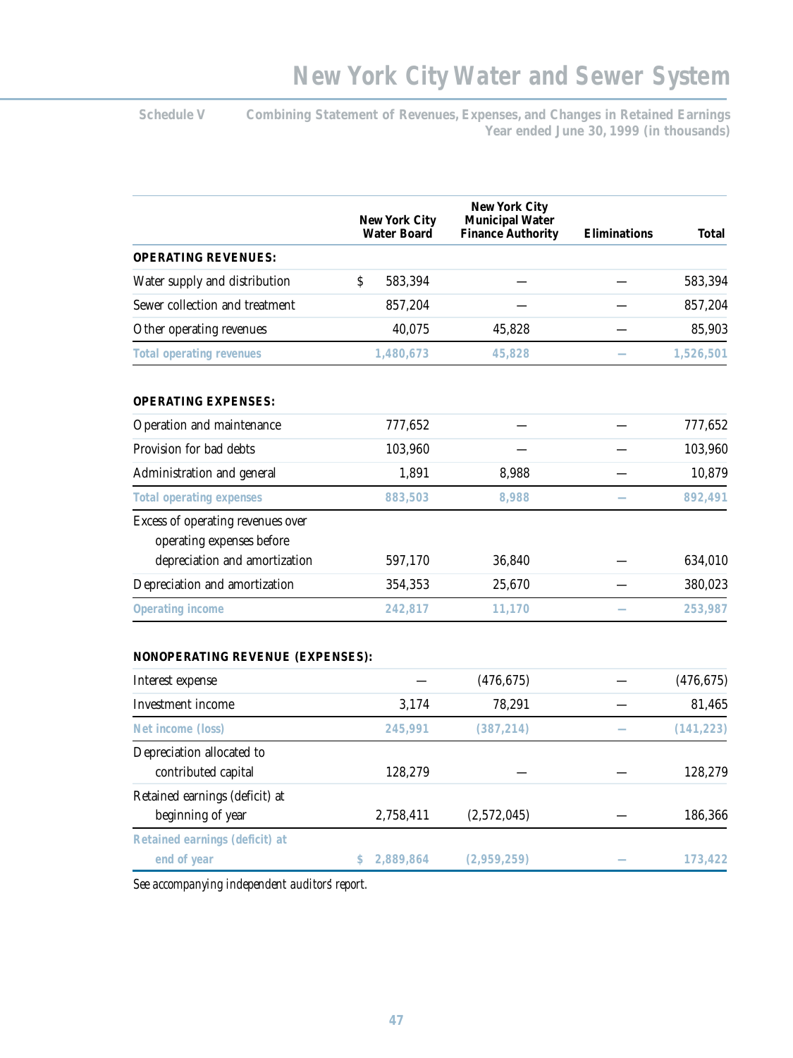# New York City Water and Sewer System

**Schedule V** **Combining Statement of Revenues, Expenses, and Changes in Retained Earnings**
**Year ended June 30, 1999 (in thousands)**

| | New York City Water Board | New York City Municipal Water Finance Authority | Eliminations | Total |
|---|---|---|---|---|
| **OPERATING REVENUES:** | | | | |
| Water supply and distribution | $ 583,394 | — | — | 583,394 |
| Sewer collection and treatment | 857,204 | — | — | 857,204 |
| Other operating revenues | 40,075 | 45,828 | — | 85,903 |
| **Total operating revenues** | **1,480,673** | **45,828** | **—** | **1,526,501** |
| **OPERATING EXPENSES:** | | | | |
| Operation and maintenance | 777,652 | — | — | 777,652 |
| Provision for bad debts | 103,960 | — | — | 103,960 |
| Administration and general | 1,891 | 8,988 | — | 10,879 |
| **Total operating expenses** | **883,503** | **8,988** | **—** | **892,491** |
| Excess of operating revenues over operating expenses before depreciation and amortization | 597,170 | 36,840 | — | 634,010 |
| Depreciation and amortization | 354,353 | 25,670 | — | 380,023 |
| **Operating income** | **242,817** | **11,170** | **—** | **253,987** |
| **NONOPERATING REVENUE (EXPENSES):** | | | | |
| Interest expense | — | (476,675) | — | (476,675) |
| Investment income | 3,174 | 78,291 | — | 81,465 |
| **Net income (loss)** | **245,991** | **(387,214)** | **—** | **(141,223)** |
| Depreciation allocated to contributed capital | 128,279 | — | — | 128,279 |
| Retained earnings (deficit) at beginning of year | 2,758,411 | (2,572,045) | — | 186,366 |
| **Retained earnings (deficit) at end of year** | **$ 2,889,864** | **(2,959,259)** | **—** | **173,422** |

*See accompanying independent auditors' report.*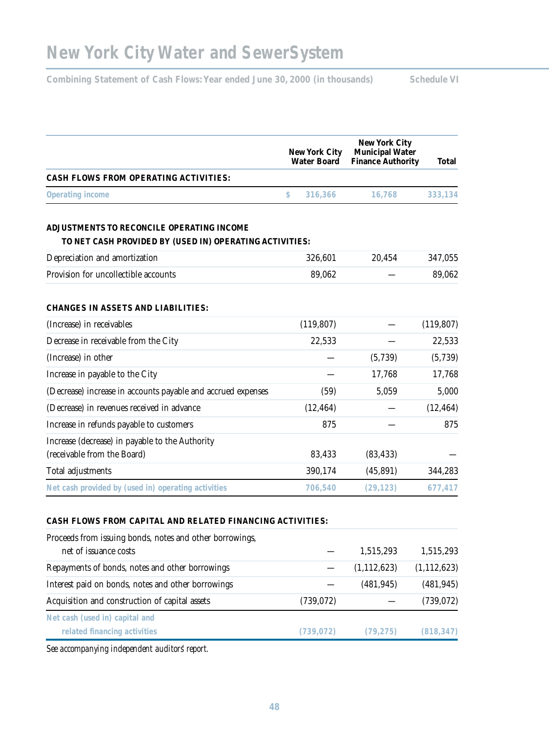# New York City Water and Sewer System

**Combining Statement of Cash Flows: Year ended June 30, 2000 (in thousands)** **Schedule VI**

| | New York City Water Board | New York City Municipal Water Finance Authority | Total |
|---|---|---|---|
| **CASH FLOWS FROM OPERATING ACTIVITIES:** | | | |
| **Operating income** | **$ 316,366** | **16,768** | **333,134** |
| **ADJUSTMENTS TO RECONCILE OPERATING INCOME TO NET CASH PROVIDED BY (USED IN) OPERATING ACTIVITIES:** | | | |
| Depreciation and amortization | 326,601 | 20,454 | 347,055 |
| Provision for uncollectible accounts | 89,062 | — | 89,062 |
| **CHANGES IN ASSETS AND LIABILITIES:** | | | |
| (Increase) in receivables | (119,807) | — | (119,807) |
| Decrease in receivable from the City | 22,533 | — | 22,533 |
| (Increase) in other | — | (5,739) | (5,739) |
| Increase in payable to the City | — | 17,768 | 17,768 |
| (Decrease) increase in accounts payable and accrued expenses | (59) | 5,059 | 5,000 |
| (Decrease) in revenues received in advance | (12,464) | — | (12,464) |
| Increase in refunds payable to customers | 875 | — | 875 |
| Increase (decrease) in payable to the Authority (receivable from the Board) | 83,433 | (83,433) | — |
| Total adjustments | 390,174 | (45,891) | 344,283 |
| **Net cash provided by (used in) operating activities** | **706,540** | **(29,123)** | **677,417** |
| **CASH FLOWS FROM CAPITAL AND RELATED FINANCING ACTIVITIES:** | | | |
| Proceeds from issuing bonds, notes and other borrowings, net of issuance costs | — | 1,515,293 | 1,515,293 |
| Repayments of bonds, notes and other borrowings | — | (1,112,623) | (1,112,623) |
| Interest paid on bonds, notes and other borrowings | — | (481,945) | (481,945) |
| Acquisition and construction of capital assets | (739,072) | — | (739,072) |
| **Net cash (used in) capital and related financing activities** | **(739,072)** | **(79,275)** | **(818,347)** |

*See accompanying independent auditors' report.*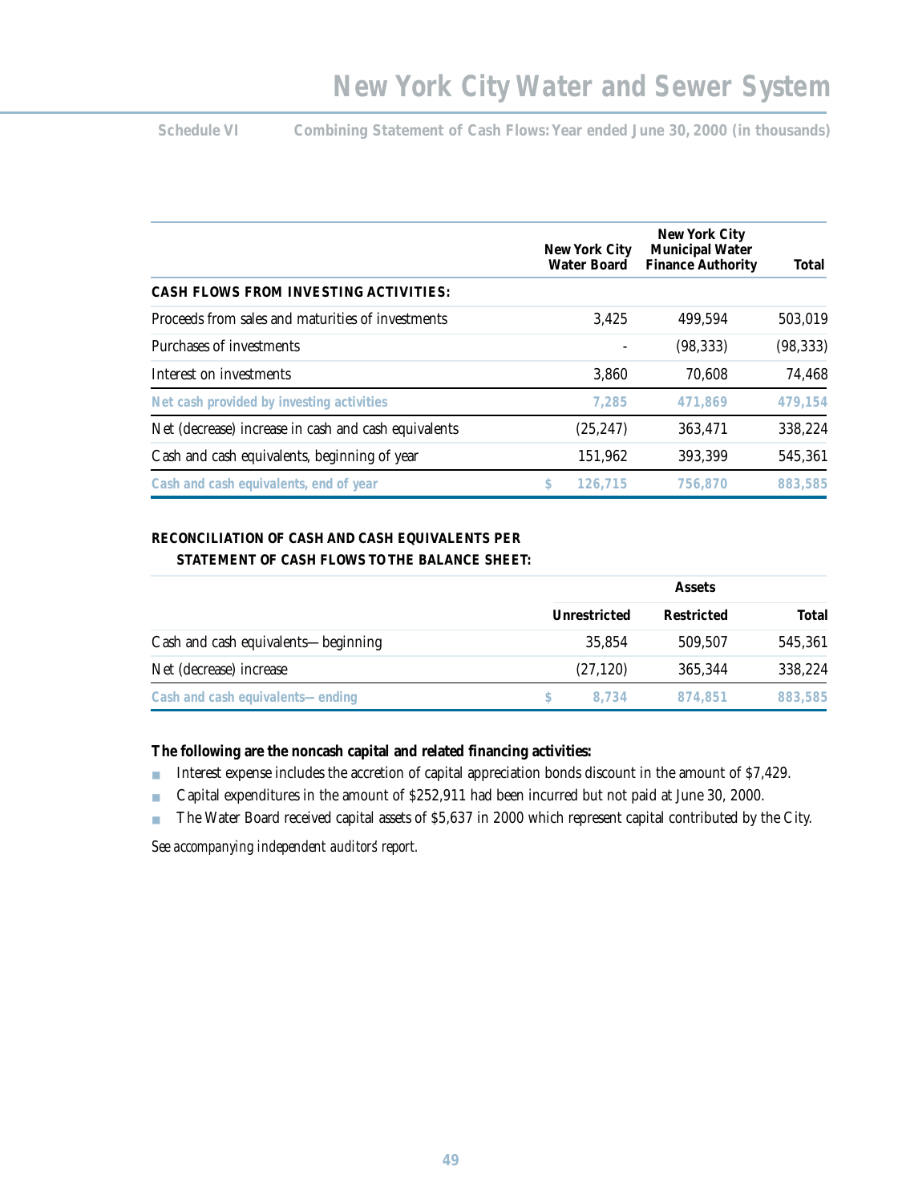Schedule VI Combining Statement of Cash Flows: Year ended June 30, 2000 (in thousands)

| | New York City Water Board | New York City Municipal Water Finance Authority | Total |
|---|---|---|---|
| **CASH FLOWS FROM INVESTING ACTIVITIES:** | | | |
| Proceeds from sales and maturities of investments | 3,425 | 499,594 | 503,019 |
| Purchases of investments | - | (98,333) | (98,333) |
| Interest on investments | 3,860 | 70,608 | 74,468 |
| **Net cash provided by investing activities** | **7,285** | **471,869** | **479,154** |
| Net (decrease) increase in cash and cash equivalents | (25,247) | 363,471 | 338,224 |
| Cash and cash equivalents, beginning of year | 151,962 | 393,399 | 545,361 |
| **Cash and cash equivalents, end of year** | **$ 126,715** | **756,870** | **883,585** |

**RECONCILIATION OF CASH AND CASH EQUIVALENTS PER STATEMENT OF CASH FLOWS TO THE BALANCE SHEET:**

| | Assets | | |
|---|---|---|---|
| | Unrestricted | Restricted | Total |
| Cash and cash equivalents—beginning | 35,854 | 509,507 | 545,361 |
| Net (decrease) increase | (27,120) | 365,344 | 338,224 |
| **Cash and cash equivalents—ending** | **$ 8,734** | **874,851** | **883,585** |

**The following are the noncash capital and related financing activities:**

- Interest expense includes the accretion of capital appreciation bonds discount in the amount of $7,429.
- Capital expenditures in the amount of $252,911 had been incurred but not paid at June 30, 2000.
- The Water Board received capital assets of $5,637 in 2000 which represent capital contributed by the City.

*See accompanying independent auditors' report.*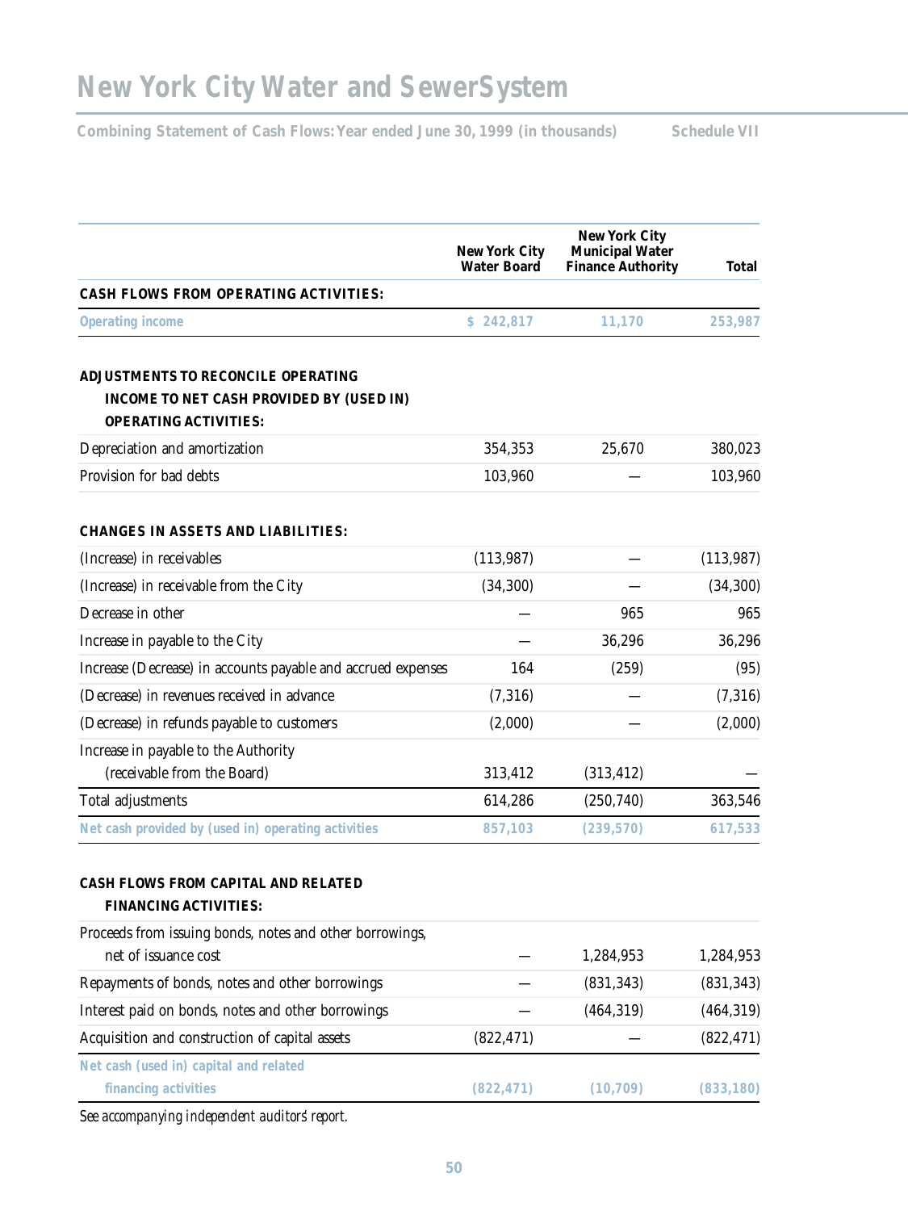# New York City Water and Sewer System

**Combining Statement of Cash Flows: Year ended June 30, 1999 (in thousands)** **Schedule VII**

| | New York City Water Board | New York City Municipal Water Finance Authority | Total |
|---|---|---|---|
| **CASH FLOWS FROM OPERATING ACTIVITIES:** | | | |
| **Operating income** | **$ 242,817** | **11,170** | **253,987** |
| **ADJUSTMENTS TO RECONCILE OPERATING INCOME TO NET CASH PROVIDED BY (USED IN) OPERATING ACTIVITIES:** | | | |
| Depreciation and amortization | 354,353 | 25,670 | 380,023 |
| Provision for bad debts | 103,960 | — | 103,960 |
| **CHANGES IN ASSETS AND LIABILITIES:** | | | |
| (Increase) in receivables | (113,987) | — | (113,987) |
| (Increase) in receivable from the City | (34,300) | — | (34,300) |
| Decrease in other | — | 965 | 965 |
| Increase in payable to the City | — | 36,296 | 36,296 |
| Increase (Decrease) in accounts payable and accrued expenses | 164 | (259) | (95) |
| (Decrease) in revenues received in advance | (7,316) | — | (7,316) |
| (Decrease) in refunds payable to customers | (2,000) | — | (2,000) |
| Increase in payable to the Authority (receivable from the Board) | 313,412 | (313,412) | — |
| Total adjustments | 614,286 | (250,740) | 363,546 |
| **Net cash provided by (used in) operating activities** | **857,103** | **(239,570)** | **617,533** |
| **CASH FLOWS FROM CAPITAL AND RELATED FINANCING ACTIVITIES:** | | | |
| Proceeds from issuing bonds, notes and other borrowings, net of issuance cost | — | 1,284,953 | 1,284,953 |
| Repayments of bonds, notes and other borrowings | — | (831,343) | (831,343) |
| Interest paid on bonds, notes and other borrowings | — | (464,319) | (464,319) |
| Acquisition and construction of capital assets | (822,471) | — | (822,471) |
| **Net cash (used in) capital and related financing activities** | **(822,471)** | **(10,709)** | **(833,180)** |

*See accompanying independent auditors' report.*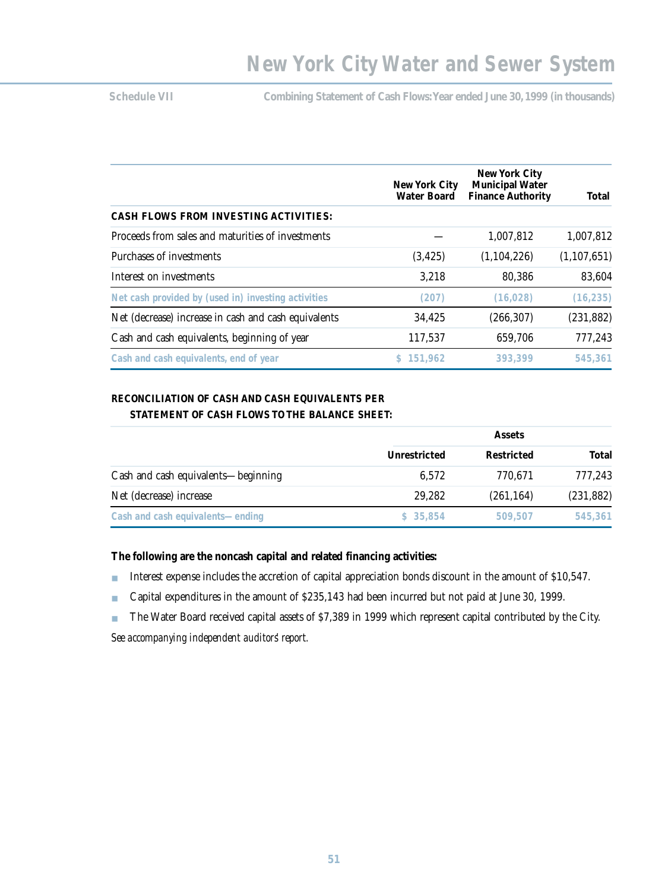# New York City Water and Sewer System

**Schedule VII** — **Combining Statement of Cash Flows: Year ended June 30, 1999 (in thousands)**

| | New York City Water Board | New York City Municipal Water Finance Authority | Total |
|---|---|---|---|
| **CASH FLOWS FROM INVESTING ACTIVITIES:** | | | |
| Proceeds from sales and maturities of investments | — | 1,007,812 | 1,007,812 |
| Purchases of investments | (3,425) | (1,104,226) | (1,107,651) |
| Interest on investments | 3,218 | 80,386 | 83,604 |
| **Net cash provided by (used in) investing activities** | **(207)** | **(16,028)** | **(16,235)** |
| Net (decrease) increase in cash and cash equivalents | 34,425 | (266,307) | (231,882) |
| Cash and cash equivalents, beginning of year | 117,537 | 659,706 | 777,243 |
| **Cash and cash equivalents, end of year** | **$ 151,962** | **393,399** | **545,361** |

**RECONCILIATION OF CASH AND CASH EQUIVALENTS PER STATEMENT OF CASH FLOWS TO THE BALANCE SHEET:**

| | Assets | | |
|---|---|---|---|
| | Unrestricted | Restricted | Total |
| Cash and cash equivalents—beginning | 6,572 | 770,671 | 777,243 |
| Net (decrease) increase | 29,282 | (261,164) | (231,882) |
| **Cash and cash equivalents—ending** | **$ 35,854** | **509,507** | **545,361** |

**The following are the noncash capital and related financing activities:**

- Interest expense includes the accretion of capital appreciation bonds discount in the amount of $10,547.
- Capital expenditures in the amount of $235,143 had been incurred but not paid at June 30, 1999.
- The Water Board received capital assets of $7,389 in 1999 which represent capital contributed by the City.

*See accompanying independent auditors' report.*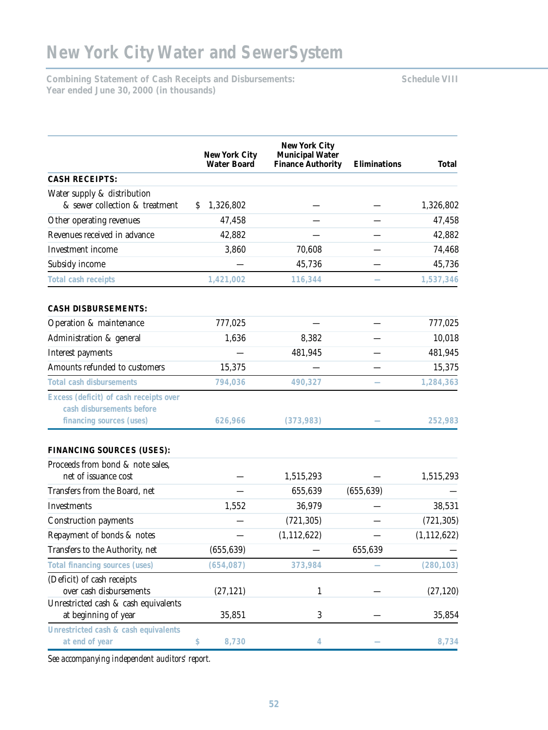# New York City Water and Sewer System

**Combining Statement of Cash Receipts and Disbursements: Year ended June 30, 2000 (in thousands)** — **Schedule VIII**

| | New York City Water Board | New York City Municipal Water Finance Authority | Eliminations | Total |
|---|---|---|---|---|
| **CASH RECEIPTS:** | | | | |
| Water supply & distribution & sewer collection & treatment | $ 1,326,802 | — | — | 1,326,802 |
| Other operating revenues | 47,458 | — | — | 47,458 |
| Revenues received in advance | 42,882 | — | — | 42,882 |
| Investment income | 3,860 | 70,608 | — | 74,468 |
| Subsidy income | — | 45,736 | — | 45,736 |
| **Total cash receipts** | **1,421,002** | **116,344** | **—** | **1,537,346** |
| **CASH DISBURSEMENTS:** | | | | |
| Operation & maintenance | 777,025 | — | — | 777,025 |
| Administration & general | 1,636 | 8,382 | — | 10,018 |
| Interest payments | — | 481,945 | — | 481,945 |
| Amounts refunded to customers | 15,375 | — | — | 15,375 |
| **Total cash disbursements** | **794,036** | **490,327** | **—** | **1,284,363** |
| **Excess (deficit) of cash receipts over cash disbursements before financing sources (uses)** | **626,966** | **(373,983)** | **—** | **252,983** |
| **FINANCING SOURCES (USES):** | | | | |
| Proceeds from bond & note sales, net of issuance cost | — | 1,515,293 | — | 1,515,293 |
| Transfers from the Board, net | — | 655,639 | (655,639) | — |
| Investments | 1,552 | 36,979 | — | 38,531 |
| Construction payments | — | (721,305) | — | (721,305) |
| Repayment of bonds & notes | — | (1,112,622) | — | (1,112,622) |
| Transfers to the Authority, net | (655,639) | — | 655,639 | — |
| **Total financing sources (uses)** | **(654,087)** | **373,984** | **—** | **(280,103)** |
| (Deficit) of cash receipts over cash disbursements | (27,121) | 1 | — | (27,120) |
| Unrestricted cash & cash equivalents at beginning of year | 35,851 | 3 | — | 35,854 |
| **Unrestricted cash & cash equivalents at end of year** | **$ 8,730** | **4** | **—** | **8,734** |

*See accompanying independent auditors' report.*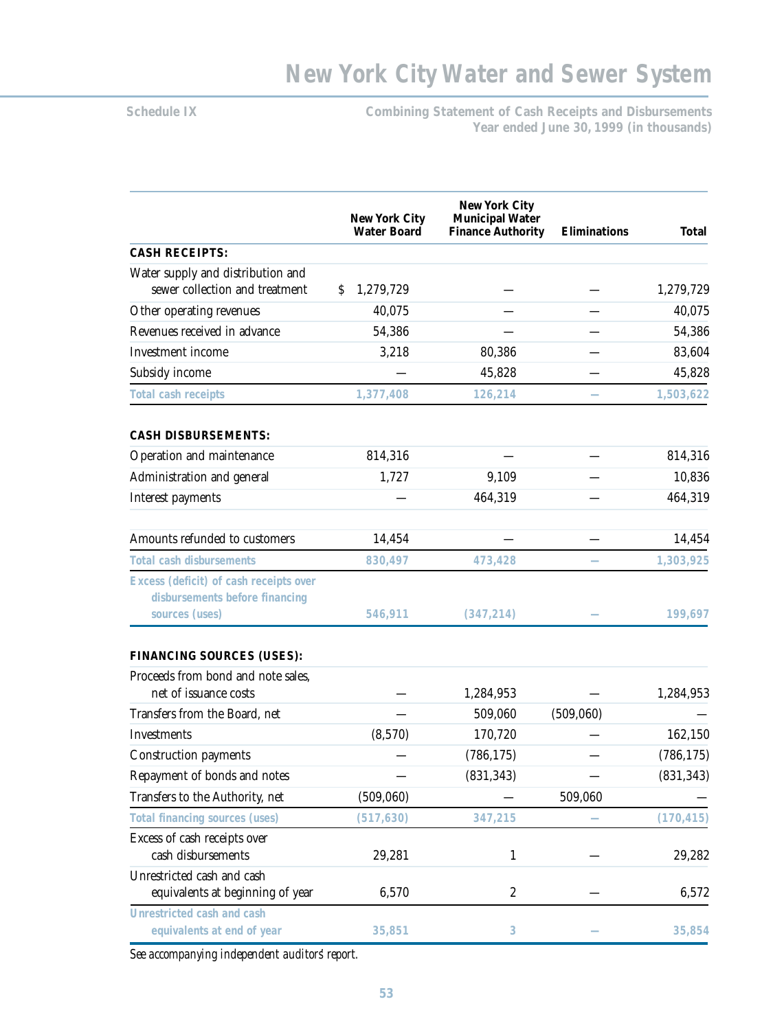# New York City Water and Sewer System

**Schedule IX**

**Combining Statement of Cash Receipts and Disbursements**
**Year ended June 30, 1999 (in thousands)**

| | New York City Water Board | New York City Municipal Water Finance Authority | Eliminations | Total |
|---|---|---|---|---|
| **CASH RECEIPTS:** | | | | |
| Water supply and distribution and sewer collection and treatment | $ 1,279,729 | — | — | 1,279,729 |
| Other operating revenues | 40,075 | — | — | 40,075 |
| Revenues received in advance | 54,386 | — | — | 54,386 |
| Investment income | 3,218 | 80,386 | — | 83,604 |
| Subsidy income | — | 45,828 | — | 45,828 |
| **Total cash receipts** | **1,377,408** | **126,214** | **—** | **1,503,622** |
| **CASH DISBURSEMENTS:** | | | | |
| Operation and maintenance | 814,316 | — | — | 814,316 |
| Administration and general | 1,727 | 9,109 | — | 10,836 |
| Interest payments | — | 464,319 | — | 464,319 |
| Amounts refunded to customers | 14,454 | — | — | 14,454 |
| **Total cash disbursements** | **830,497** | **473,428** | **—** | **1,303,925** |
| **Excess (deficit) of cash receipts over disbursements before financing sources (uses)** | **546,911** | **(347,214)** | **—** | **199,697** |
| **FINANCING SOURCES (USES):** | | | | |
| Proceeds from bond and note sales, net of issuance costs | — | 1,284,953 | — | 1,284,953 |
| Transfers from the Board, net | — | 509,060 | (509,060) | — |
| Investments | (8,570) | 170,720 | — | 162,150 |
| Construction payments | — | (786,175) | — | (786,175) |
| Repayment of bonds and notes | — | (831,343) | — | (831,343) |
| Transfers to the Authority, net | (509,060) | — | 509,060 | — |
| **Total financing sources (uses)** | **(517,630)** | **347,215** | **—** | **(170,415)** |
| Excess of cash receipts over cash disbursements | 29,281 | 1 | — | 29,282 |
| Unrestricted cash and cash equivalents at beginning of year | 6,570 | 2 | — | 6,572 |
| **Unrestricted cash and cash equivalents at end of year** | **35,851** | **3** | **—** | **35,854** |

*See accompanying independent auditors' report.*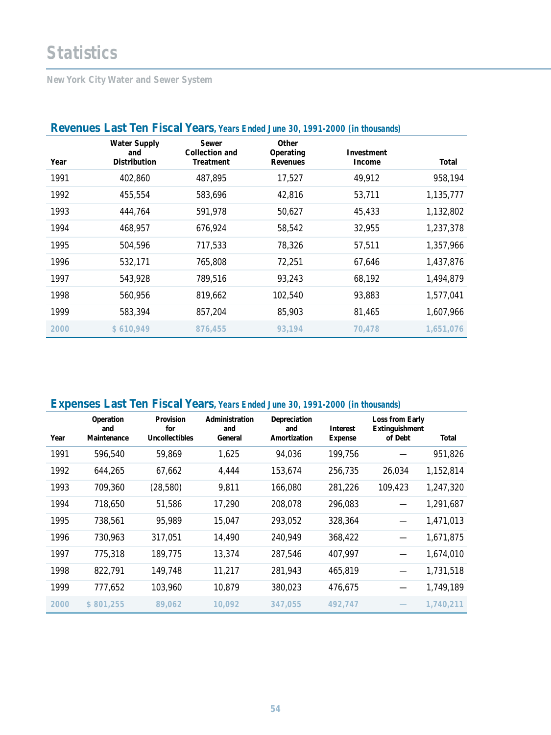# Statistics

New York City Water and Sewer System

## Revenues Last Ten Fiscal Years, Years Ended June 30, 1991-2000 (in thousands)

| Year | Water Supply and Distribution | Sewer Collection and Treatment | Other Operating Revenues | Investment Income | Total |
|---|---|---|---|---|---|
| 1991 | 402,860 | 487,895 | 17,527 | 49,912 | 958,194 |
| 1992 | 455,554 | 583,696 | 42,816 | 53,711 | 1,135,777 |
| 1993 | 444,764 | 591,978 | 50,627 | 45,433 | 1,132,802 |
| 1994 | 468,957 | 676,924 | 58,542 | 32,955 | 1,237,378 |
| 1995 | 504,596 | 717,533 | 78,326 | 57,511 | 1,357,966 |
| 1996 | 532,171 | 765,808 | 72,251 | 67,646 | 1,437,876 |
| 1997 | 543,928 | 789,516 | 93,243 | 68,192 | 1,494,879 |
| 1998 | 560,956 | 819,662 | 102,540 | 93,883 | 1,577,041 |
| 1999 | 583,394 | 857,204 | 85,903 | 81,465 | 1,607,966 |
| 2000 | $ 610,949 | 876,455 | 93,194 | 70,478 | 1,651,076 |

## Expenses Last Ten Fiscal Years, Years Ended June 30, 1991-2000 (in thousands)

| Year | Operation and Maintenance | Provision for Uncollectibles | Administration and General | Depreciation and Amortization | Interest Expense | Loss from Early Extinguishment of Debt | Total |
|---|---|---|---|---|---|---|---|
| 1991 | 596,540 | 59,869 | 1,625 | 94,036 | 199,756 | — | 951,826 |
| 1992 | 644,265 | 67,662 | 4,444 | 153,674 | 256,735 | 26,034 | 1,152,814 |
| 1993 | 709,360 | (28,580) | 9,811 | 166,080 | 281,226 | 109,423 | 1,247,320 |
| 1994 | 718,650 | 51,586 | 17,290 | 208,078 | 296,083 | — | 1,291,687 |
| 1995 | 738,561 | 95,989 | 15,047 | 293,052 | 328,364 | — | 1,471,013 |
| 1996 | 730,963 | 317,051 | 14,490 | 240,949 | 368,422 | — | 1,671,875 |
| 1997 | 775,318 | 189,775 | 13,374 | 287,546 | 407,997 | — | 1,674,010 |
| 1998 | 822,791 | 149,748 | 11,217 | 281,943 | 465,819 | — | 1,731,518 |
| 1999 | 777,652 | 103,960 | 10,879 | 380,023 | 476,675 | — | 1,749,189 |
| 2000 | $ 801,255 | 89,062 | 10,092 | 347,055 | 492,747 | — | 1,740,211 |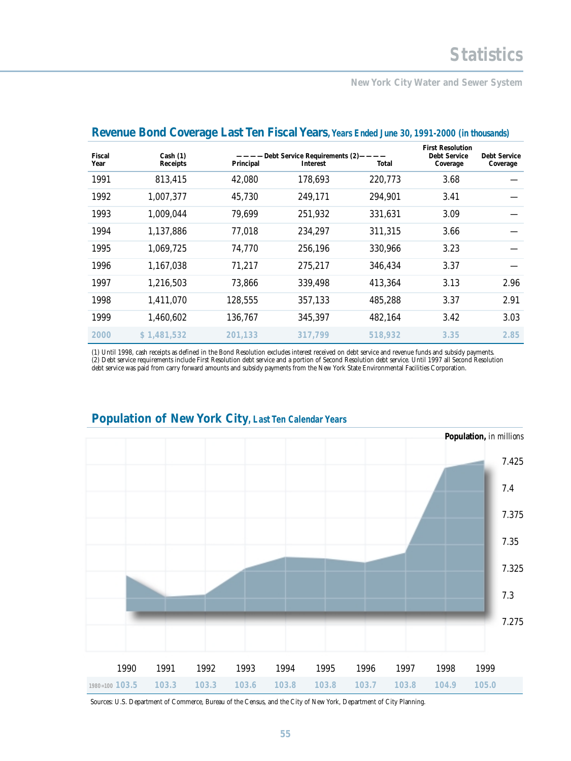# Statistics

New York City Water and Sewer System

## Revenue Bond Coverage Last Ten Fiscal Years, Years Ended June 30, 1991-2000 (in thousands)

| Fiscal Year | Cash (1) Receipts | Debt Service Requirements (2) Principal | Interest | Total | First Resolution Debt Service Coverage | Debt Service Coverage |
|---|---|---|---|---|---|---|
| 1991 | 813,415 | 42,080 | 178,693 | 220,773 | 3.68 | — |
| 1992 | 1,007,377 | 45,730 | 249,171 | 294,901 | 3.41 | — |
| 1993 | 1,009,044 | 79,699 | 251,932 | 331,631 | 3.09 | — |
| 1994 | 1,137,886 | 77,018 | 234,297 | 311,315 | 3.66 | — |
| 1995 | 1,069,725 | 74,770 | 256,196 | 330,966 | 3.23 | — |
| 1996 | 1,167,038 | 71,217 | 275,217 | 346,434 | 3.37 | — |
| 1997 | 1,216,503 | 73,866 | 339,498 | 413,364 | 3.13 | 2.96 |
| 1998 | 1,411,070 | 128,555 | 357,133 | 485,288 | 3.37 | 2.91 |
| 1999 | 1,460,602 | 136,767 | 345,397 | 482,164 | 3.42 | 3.03 |
| 2000 | $ 1,481,532 | 201,133 | 317,799 | 518,932 | 3.35 | 2.85 |

(1) Until 1998, cash receipts as defined in the Bond Resolution excludes interest received on debt service and revenue funds and subsidy payments.
(2) Debt service requirements include First Resolution debt service and a portion of Second Resolution debt service. Until 1997 all Second Resolution debt service was paid from carry forward amounts and subsidy payments from the New York State Environmental Facilities Corporation.

## Population of New York City, Last Ten Calendar Years

**Population,** in millions

| | 1990 | 1991 | 1992 | 1993 | 1994 | 1995 | 1996 | 1997 | 1998 | 1999 |
|---|---|---|---|---|---|---|---|---|---|---|
| 1980=100 | 103.5 | 103.3 | 103.3 | 103.6 | 103.8 | 103.8 | 103.7 | 103.8 | 104.9 | 105.0 |

Sources: U.S. Department of Commerce, Bureau of the Census, and the City of New York, Department of City Planning.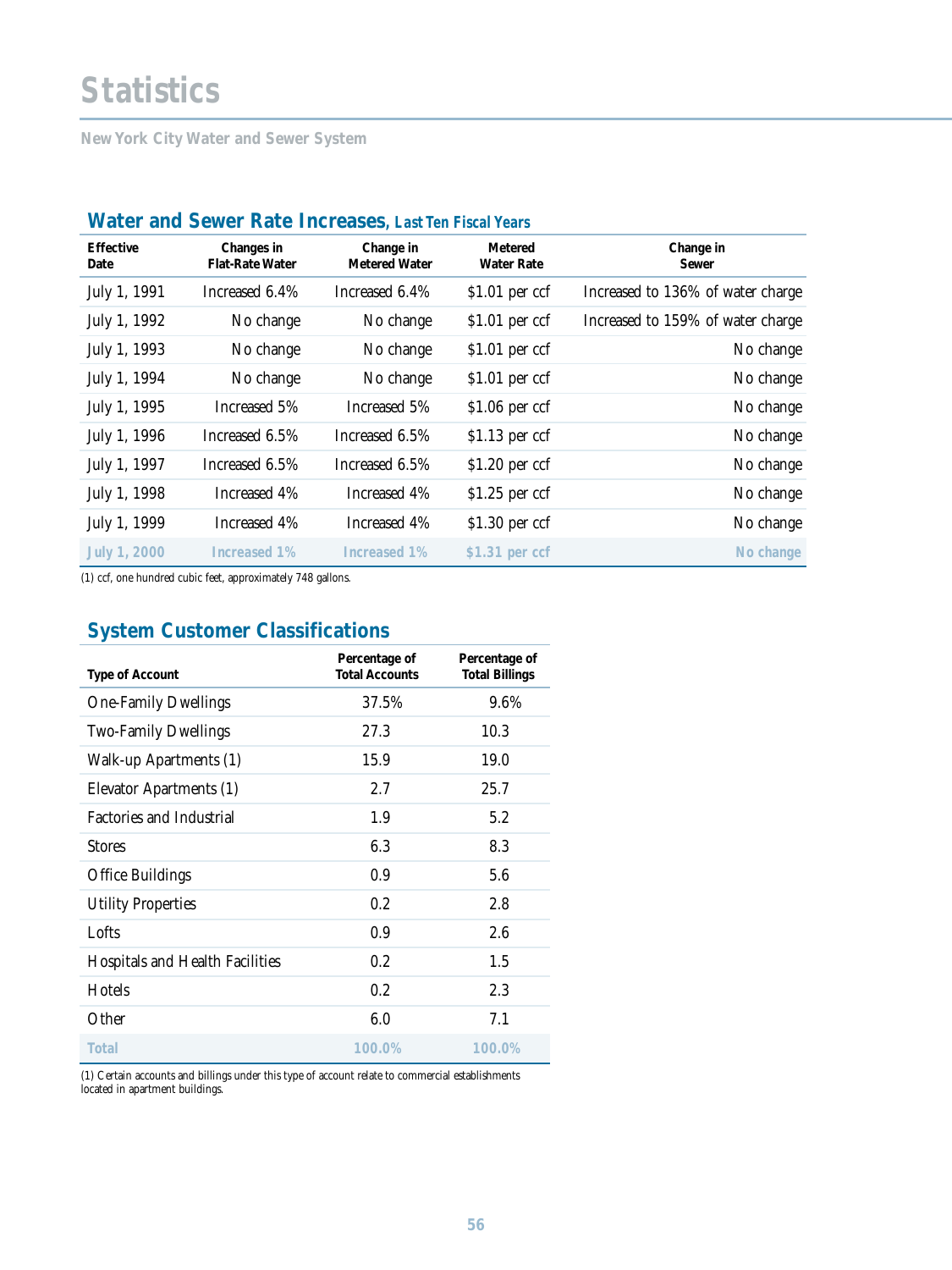# Statistics

New York City Water and Sewer System

## Water and Sewer Rate Increases, Last Ten Fiscal Years

| Effective Date | Changes in Flat-Rate Water | Change in Metered Water | Metered Water Rate | Change in Sewer |
|---|---|---|---|---|
| July 1, 1991 | Increased 6.4% | Increased 6.4% | $1.01 per ccf | Increased to 136% of water charge |
| July 1, 1992 | No change | No change | $1.01 per ccf | Increased to 159% of water charge |
| July 1, 1993 | No change | No change | $1.01 per ccf | No change |
| July 1, 1994 | No change | No change | $1.01 per ccf | No change |
| July 1, 1995 | Increased 5% | Increased 5% | $1.06 per ccf | No change |
| July 1, 1996 | Increased 6.5% | Increased 6.5% | $1.13 per ccf | No change |
| July 1, 1997 | Increased 6.5% | Increased 6.5% | $1.20 per ccf | No change |
| July 1, 1998 | Increased 4% | Increased 4% | $1.25 per ccf | No change |
| July 1, 1999 | Increased 4% | Increased 4% | $1.30 per ccf | No change |
| July 1, 2000 | Increased 1% | Increased 1% | $1.31 per ccf | No change |

(1) ccf, one hundred cubic feet, approximately 748 gallons.

## System Customer Classifications

| Type of Account | Percentage of Total Accounts | Percentage of Total Billings |
|---|---|---|
| One-Family Dwellings | 37.5% | 9.6% |
| Two-Family Dwellings | 27.3 | 10.3 |
| Walk-up Apartments (1) | 15.9 | 19.0 |
| Elevator Apartments (1) | 2.7 | 25.7 |
| Factories and Industrial | 1.9 | 5.2 |
| Stores | 6.3 | 8.3 |
| Office Buildings | 0.9 | 5.6 |
| Utility Properties | 0.2 | 2.8 |
| Lofts | 0.9 | 2.6 |
| Hospitals and Health Facilities | 0.2 | 1.5 |
| Hotels | 0.2 | 2.3 |
| Other | 6.0 | 7.1 |
| Total | 100.0% | 100.0% |

(1) Certain accounts and billings under this type of account relate to commercial establishments located in apartment buildings.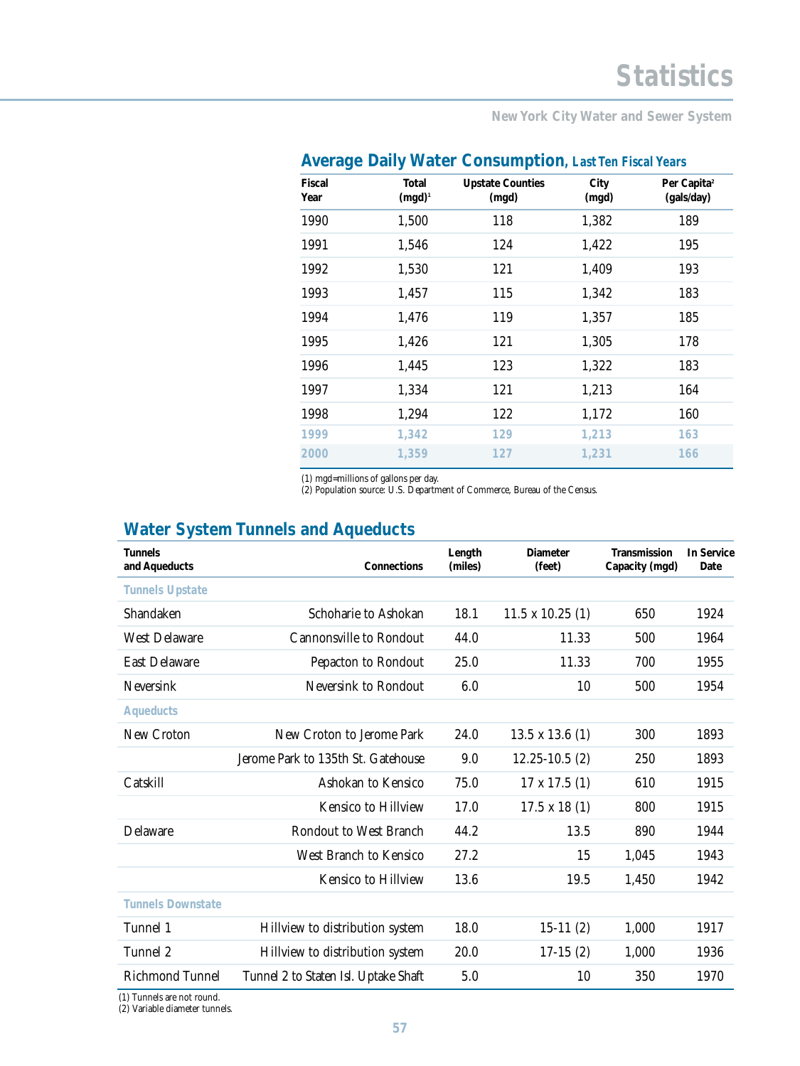# Statistics

New York City Water and Sewer System

## Average Daily Water Consumption, Last Ten Fiscal Years

| Fiscal Year | Total (mgd)[1] | Upstate Counties (mgd) | City (mgd) | Per Capita[2] (gals/day) |
|---|---|---|---|---|
| 1990 | 1,500 | 118 | 1,382 | 189 |
| 1991 | 1,546 | 124 | 1,422 | 195 |
| 1992 | 1,530 | 121 | 1,409 | 193 |
| 1993 | 1,457 | 115 | 1,342 | 183 |
| 1994 | 1,476 | 119 | 1,357 | 185 |
| 1995 | 1,426 | 121 | 1,305 | 178 |
| 1996 | 1,445 | 123 | 1,322 | 183 |
| 1997 | 1,334 | 121 | 1,213 | 164 |
| 1998 | 1,294 | 122 | 1,172 | 160 |
| 1999 | 1,342 | 129 | 1,213 | 163 |
| 2000 | 1,359 | 127 | 1,231 | 166 |

(1) mgd=millions of gallons per day.
(2) Population source: U.S. Department of Commerce, Bureau of the Census.

## Water System Tunnels and Aqueducts

| Tunnels and Aqueducts | Connections | Length (miles) | Diameter (feet) | Transmission Capacity (mgd) | In Service Date |
|---|---|---|---|---|---|
| **Tunnels Upstate** | | | | | |
| Shandaken | Schoharie to Ashokan | 18.1 | 11.5 x 10.25 (1) | 650 | 1924 |
| West Delaware | Cannonsville to Rondout | 44.0 | 11.33 | 500 | 1964 |
| East Delaware | Pepacton to Rondout | 25.0 | 11.33 | 700 | 1955 |
| Neversink | Neversink to Rondout | 6.0 | 10 | 500 | 1954 |
| **Aqueducts** | | | | | |
| New Croton | New Croton to Jerome Park | 24.0 | 13.5 x 13.6 (1) | 300 | 1893 |
| | Jerome Park to 135th St. Gatehouse | 9.0 | 12.25-10.5 (2) | 250 | 1893 |
| Catskill | Ashokan to Kensico | 75.0 | 17 x 17.5 (1) | 610 | 1915 |
| | Kensico to Hillview | 17.0 | 17.5 x 18 (1) | 800 | 1915 |
| Delaware | Rondout to West Branch | 44.2 | 13.5 | 890 | 1944 |
| | West Branch to Kensico | 27.2 | 15 | 1,045 | 1943 |
| | Kensico to Hillview | 13.6 | 19.5 | 1,450 | 1942 |
| **Tunnels Downstate** | | | | | |
| Tunnel 1 | Hillview to distribution system | 18.0 | 15-11 (2) | 1,000 | 1917 |
| Tunnel 2 | Hillview to distribution system | 20.0 | 17-15 (2) | 1,000 | 1936 |
| Richmond Tunnel | Tunnel 2 to Staten Isl. Uptake Shaft | 5.0 | 10 | 350 | 1970 |

(1) Tunnels are not round.
(2) Variable diameter tunnels.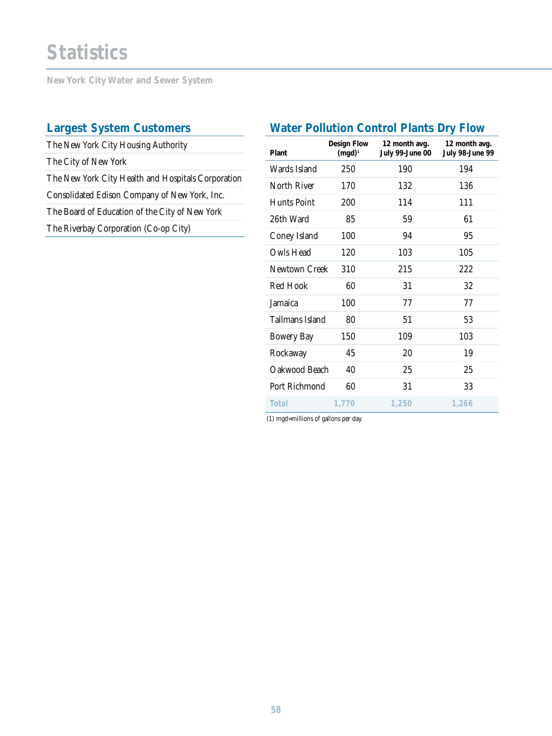# Statistics

New York City Water and Sewer System

## Largest System Customers

- The New York City Housing Authority
- The City of New York
- The New York City Health and Hospitals Corporation
- Consolidated Edison Company of New York, Inc.
- The Board of Education of the City of New York
- The Riverbay Corporation (Co-op City)

## Water Pollution Control Plants Dry Flow

| Plant | Design Flow (mgd)[1] | 12 month avg. July 99-June 00 | 12 month avg. July 98-June 99 |
|---|---|---|---|
| Wards Island | 250 | 190 | 194 |
| North River | 170 | 132 | 136 |
| Hunts Point | 200 | 114 | 111 |
| 26th Ward | 85 | 59 | 61 |
| Coney Island | 100 | 94 | 95 |
| Owls Head | 120 | 103 | 105 |
| Newtown Creek | 310 | 215 | 222 |
| Red Hook | 60 | 31 | 32 |
| Jamaica | 100 | 77 | 77 |
| Tallmans Island | 80 | 51 | 53 |
| Bowery Bay | 150 | 109 | 103 |
| Rockaway | 45 | 20 | 19 |
| Oakwood Beach | 40 | 25 | 25 |
| Port Richmond | 60 | 31 | 33 |
| Total | 1,770 | 1,250 | 1,266 |

(1) mgd=millions of gallons per day.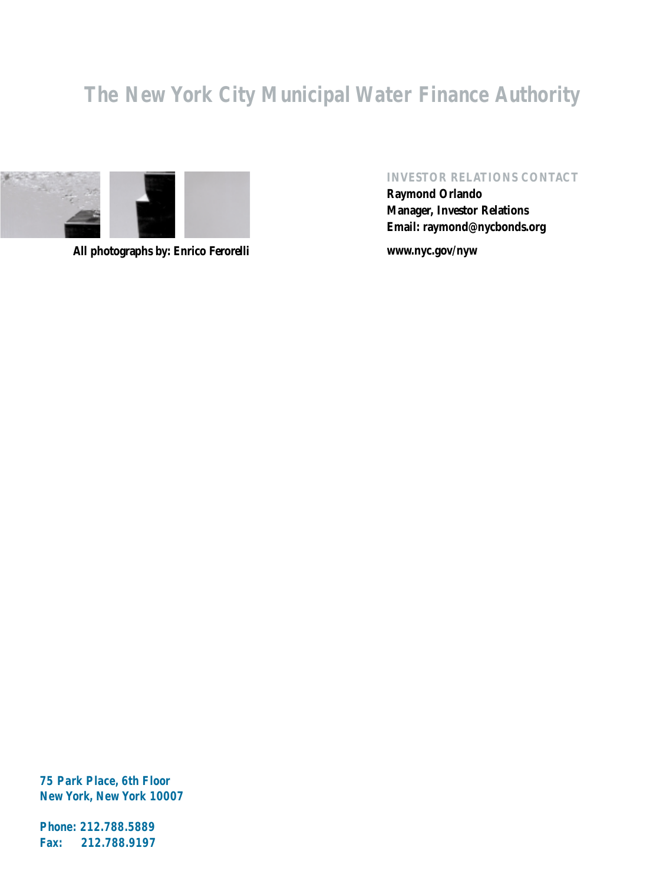# The New York City Municipal Water Finance Authority

All photographs by: Enrico Ferorelli

**INVESTOR RELATIONS CONTACT**

**Raymond Orlando**
**Manager, Investor Relations**
**Email: raymond@nycbonds.org**

**www.nyc.gov/nyw**

**75 Park Place, 6th Floor**
**New York, New York 10007**

**Phone: 212.788.5889**
**Fax: 212.788.9197**